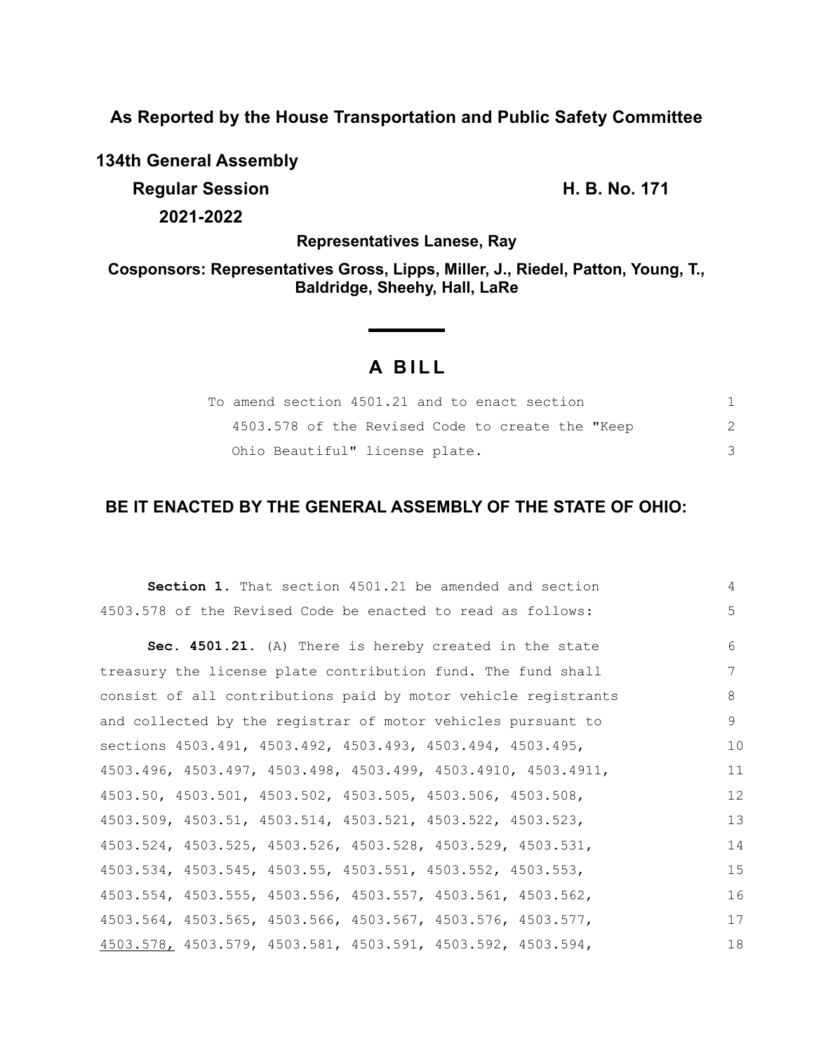**As Reported by the House Transportation and Public Safety Committee**

**134th General Assembly**

**Regular Session**

**2021-2022**

**H. B. No. 171**

**Representatives Lanese, Ray**

**Cosponsors: Representatives Gross, Lipps, Miller, J., Riedel, Patton, Young, T., Baldridge, Sheehy, Hall, LaRe**

# A BILL

To amend section 4501.21 and to enact section 4503.578 of the Revised Code to create the "Keep Ohio Beautiful" license plate.

## BE IT ENACTED BY THE GENERAL ASSEMBLY OF THE STATE OF OHIO:

**Section 1.** That section 4501.21 be amended and section 4503.578 of the Revised Code be enacted to read as follows:

**Sec. 4501.21.** (A) There is hereby created in the state treasury the license plate contribution fund. The fund shall consist of all contributions paid by motor vehicle registrants and collected by the registrar of motor vehicles pursuant to sections 4503.491, 4503.492, 4503.493, 4503.494, 4503.495, 4503.496, 4503.497, 4503.498, 4503.499, 4503.4910, 4503.4911, 4503.50, 4503.501, 4503.502, 4503.505, 4503.506, 4503.508, 4503.509, 4503.51, 4503.514, 4503.521, 4503.522, 4503.523, 4503.524, 4503.525, 4503.526, 4503.528, 4503.529, 4503.531, 4503.534, 4503.545, 4503.55, 4503.551, 4503.552, 4503.553, 4503.554, 4503.555, 4503.556, 4503.557, 4503.561, 4503.562, 4503.564, 4503.565, 4503.566, 4503.567, 4503.576, 4503.577, <u>4503.578,</u> 4503.579, 4503.581, 4503.591, 4503.592, 4503.594,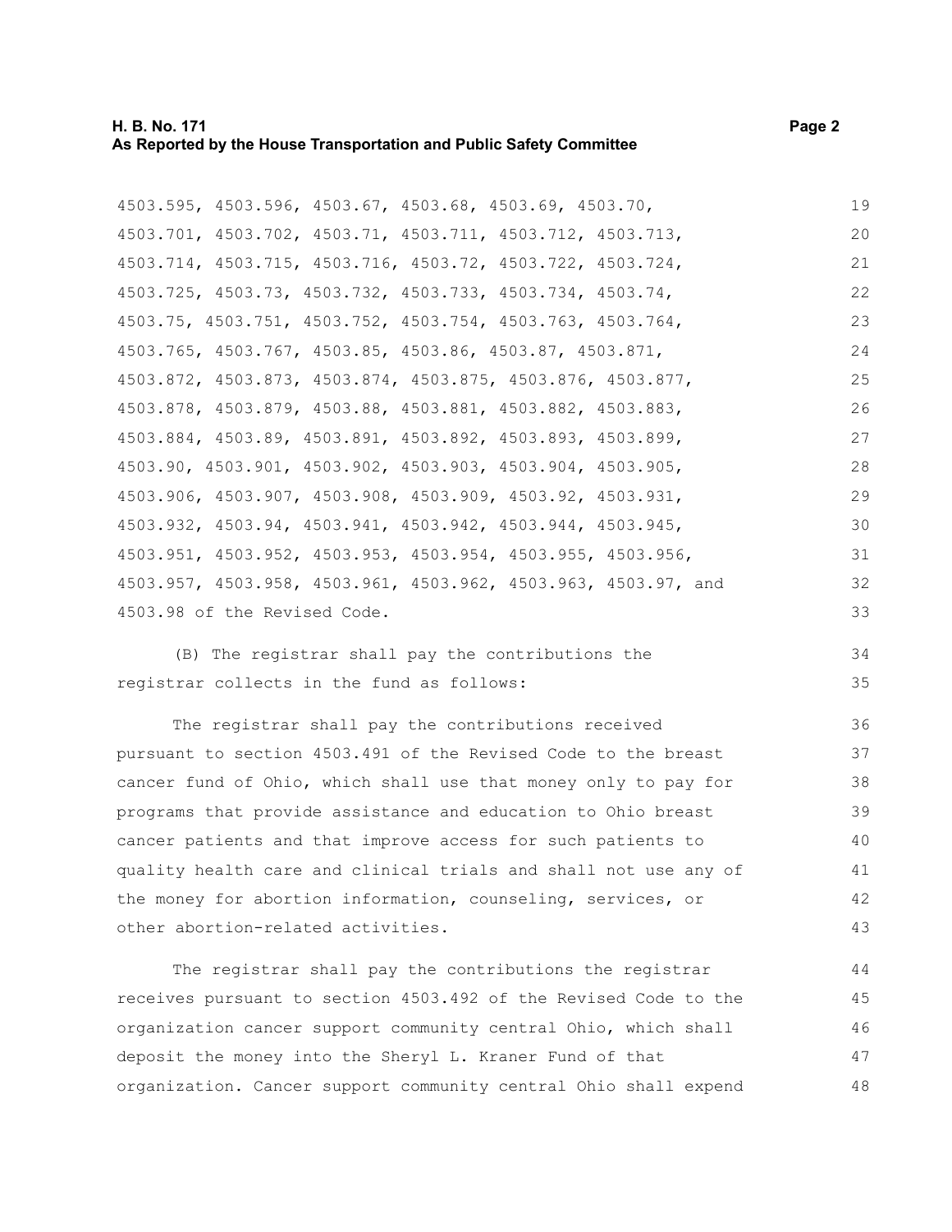4503.595, 4503.596, 4503.67, 4503.68, 4503.69, 4503.70, 4503.701, 4503.702, 4503.71, 4503.711, 4503.712, 4503.713, 4503.714, 4503.715, 4503.716, 4503.72, 4503.722, 4503.724, 4503.725, 4503.73, 4503.732, 4503.733, 4503.734, 4503.74, 4503.75, 4503.751, 4503.752, 4503.754, 4503.763, 4503.764, 4503.765, 4503.767, 4503.85, 4503.86, 4503.87, 4503.871, 4503.872, 4503.873, 4503.874, 4503.875, 4503.876, 4503.877, 4503.878, 4503.879, 4503.88, 4503.881, 4503.882, 4503.883, 4503.884, 4503.89, 4503.891, 4503.892, 4503.893, 4503.899, 4503.90, 4503.901, 4503.902, 4503.903, 4503.904, 4503.905, 4503.906, 4503.907, 4503.908, 4503.909, 4503.92, 4503.931, 4503.932, 4503.94, 4503.941, 4503.942, 4503.944, 4503.945, 4503.951, 4503.952, 4503.953, 4503.954, 4503.955, 4503.956, 4503.957, 4503.958, 4503.961, 4503.962, 4503.963, 4503.97, and 4503.98 of the Revised Code.

(B) The registrar shall pay the contributions the registrar collects in the fund as follows:

The registrar shall pay the contributions received pursuant to section 4503.491 of the Revised Code to the breast cancer fund of Ohio, which shall use that money only to pay for programs that provide assistance and education to Ohio breast cancer patients and that improve access for such patients to quality health care and clinical trials and shall not use any of the money for abortion information, counseling, services, or other abortion-related activities.

The registrar shall pay the contributions the registrar receives pursuant to section 4503.492 of the Revised Code to the organization cancer support community central Ohio, which shall deposit the money into the Sheryl L. Kraner Fund of that organization. Cancer support community central Ohio shall expend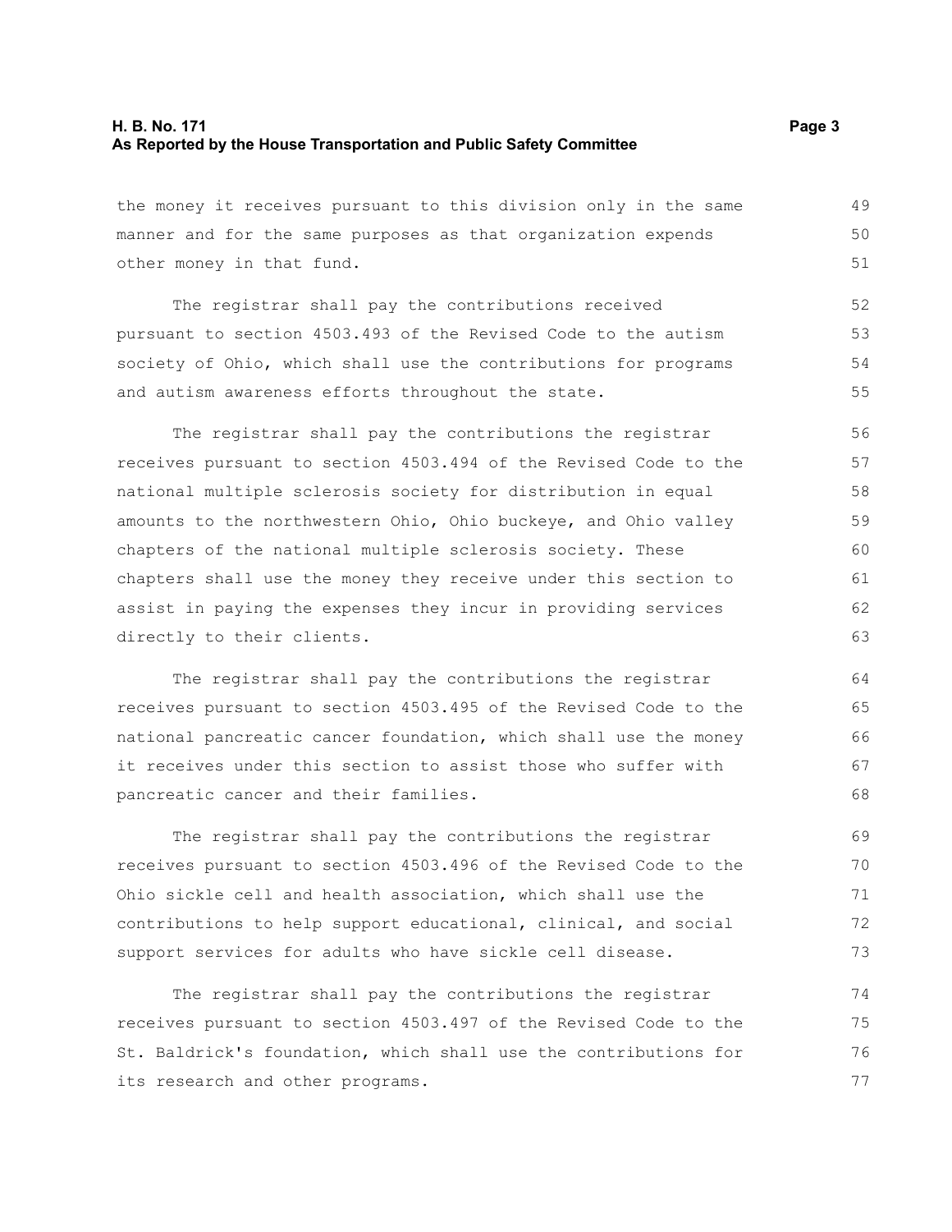the money it receives pursuant to this division only in the same manner and for the same purposes as that organization expends other money in that fund.

The registrar shall pay the contributions received pursuant to section 4503.493 of the Revised Code to the autism society of Ohio, which shall use the contributions for programs and autism awareness efforts throughout the state.

The registrar shall pay the contributions the registrar receives pursuant to section 4503.494 of the Revised Code to the national multiple sclerosis society for distribution in equal amounts to the northwestern Ohio, Ohio buckeye, and Ohio valley chapters of the national multiple sclerosis society. These chapters shall use the money they receive under this section to assist in paying the expenses they incur in providing services directly to their clients.

The registrar shall pay the contributions the registrar receives pursuant to section 4503.495 of the Revised Code to the national pancreatic cancer foundation, which shall use the money it receives under this section to assist those who suffer with pancreatic cancer and their families.

The registrar shall pay the contributions the registrar receives pursuant to section 4503.496 of the Revised Code to the Ohio sickle cell and health association, which shall use the contributions to help support educational, clinical, and social support services for adults who have sickle cell disease.

The registrar shall pay the contributions the registrar receives pursuant to section 4503.497 of the Revised Code to the St. Baldrick's foundation, which shall use the contributions for its research and other programs.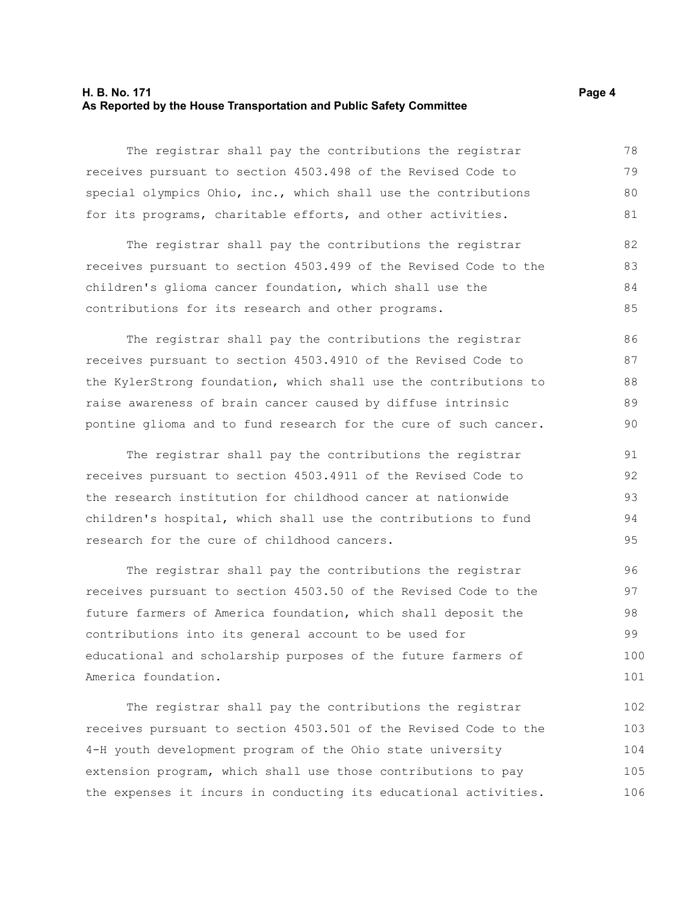The registrar shall pay the contributions the registrar receives pursuant to section 4503.498 of the Revised Code to special olympics Ohio, inc., which shall use the contributions for its programs, charitable efforts, and other activities.

The registrar shall pay the contributions the registrar receives pursuant to section 4503.499 of the Revised Code to the children's glioma cancer foundation, which shall use the contributions for its research and other programs.

The registrar shall pay the contributions the registrar receives pursuant to section 4503.4910 of the Revised Code to the KylerStrong foundation, which shall use the contributions to raise awareness of brain cancer caused by diffuse intrinsic pontine glioma and to fund research for the cure of such cancer.

The registrar shall pay the contributions the registrar receives pursuant to section 4503.4911 of the Revised Code to the research institution for childhood cancer at nationwide children's hospital, which shall use the contributions to fund research for the cure of childhood cancers.

The registrar shall pay the contributions the registrar receives pursuant to section 4503.50 of the Revised Code to the future farmers of America foundation, which shall deposit the contributions into its general account to be used for educational and scholarship purposes of the future farmers of America foundation.

The registrar shall pay the contributions the registrar receives pursuant to section 4503.501 of the Revised Code to the 4-H youth development program of the Ohio state university extension program, which shall use those contributions to pay the expenses it incurs in conducting its educational activities.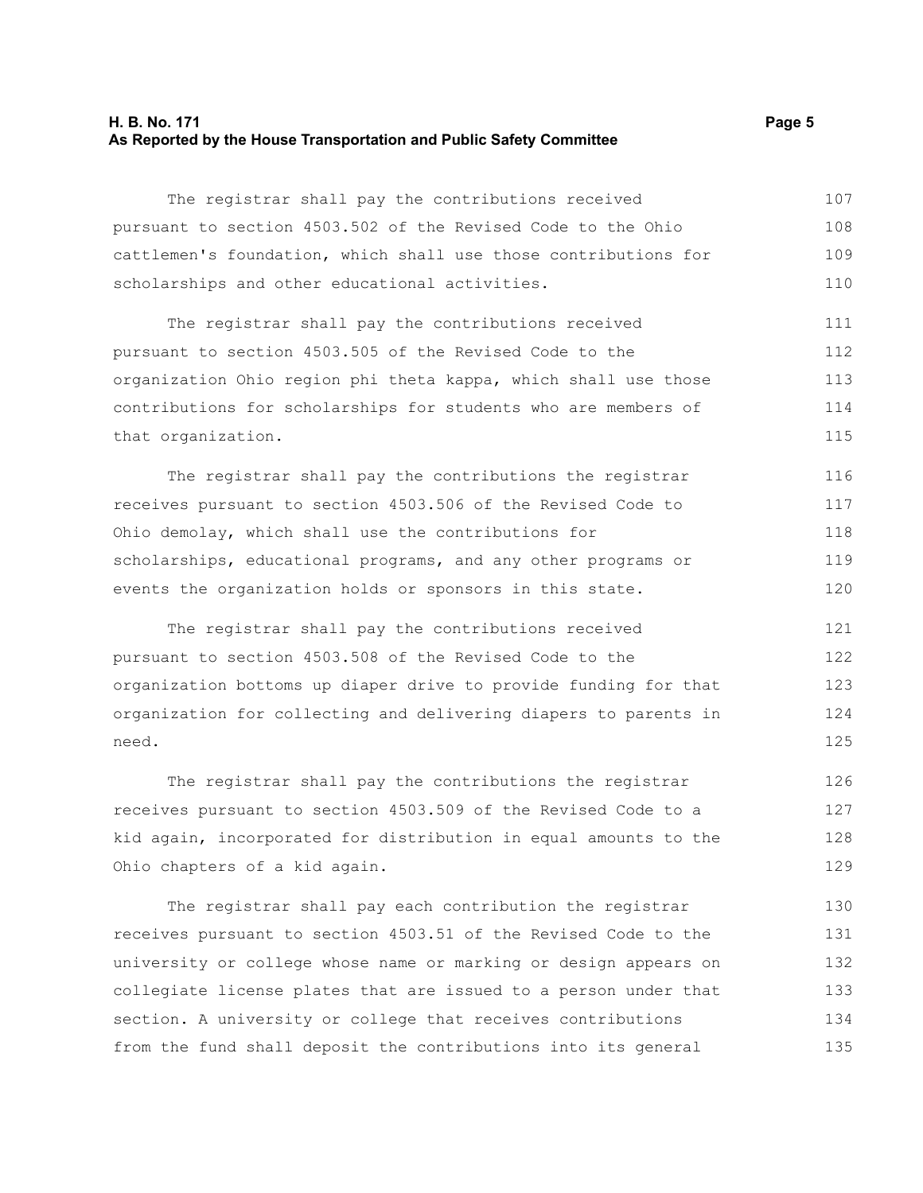The registrar shall pay the contributions received pursuant to section 4503.502 of the Revised Code to the Ohio cattlemen's foundation, which shall use those contributions for scholarships and other educational activities.

The registrar shall pay the contributions received pursuant to section 4503.505 of the Revised Code to the organization Ohio region phi theta kappa, which shall use those contributions for scholarships for students who are members of that organization.

The registrar shall pay the contributions the registrar receives pursuant to section 4503.506 of the Revised Code to Ohio demolay, which shall use the contributions for scholarships, educational programs, and any other programs or events the organization holds or sponsors in this state.

The registrar shall pay the contributions received pursuant to section 4503.508 of the Revised Code to the organization bottoms up diaper drive to provide funding for that organization for collecting and delivering diapers to parents in need.

The registrar shall pay the contributions the registrar receives pursuant to section 4503.509 of the Revised Code to a kid again, incorporated for distribution in equal amounts to the Ohio chapters of a kid again.

The registrar shall pay each contribution the registrar receives pursuant to section 4503.51 of the Revised Code to the university or college whose name or marking or design appears on collegiate license plates that are issued to a person under that section. A university or college that receives contributions from the fund shall deposit the contributions into its general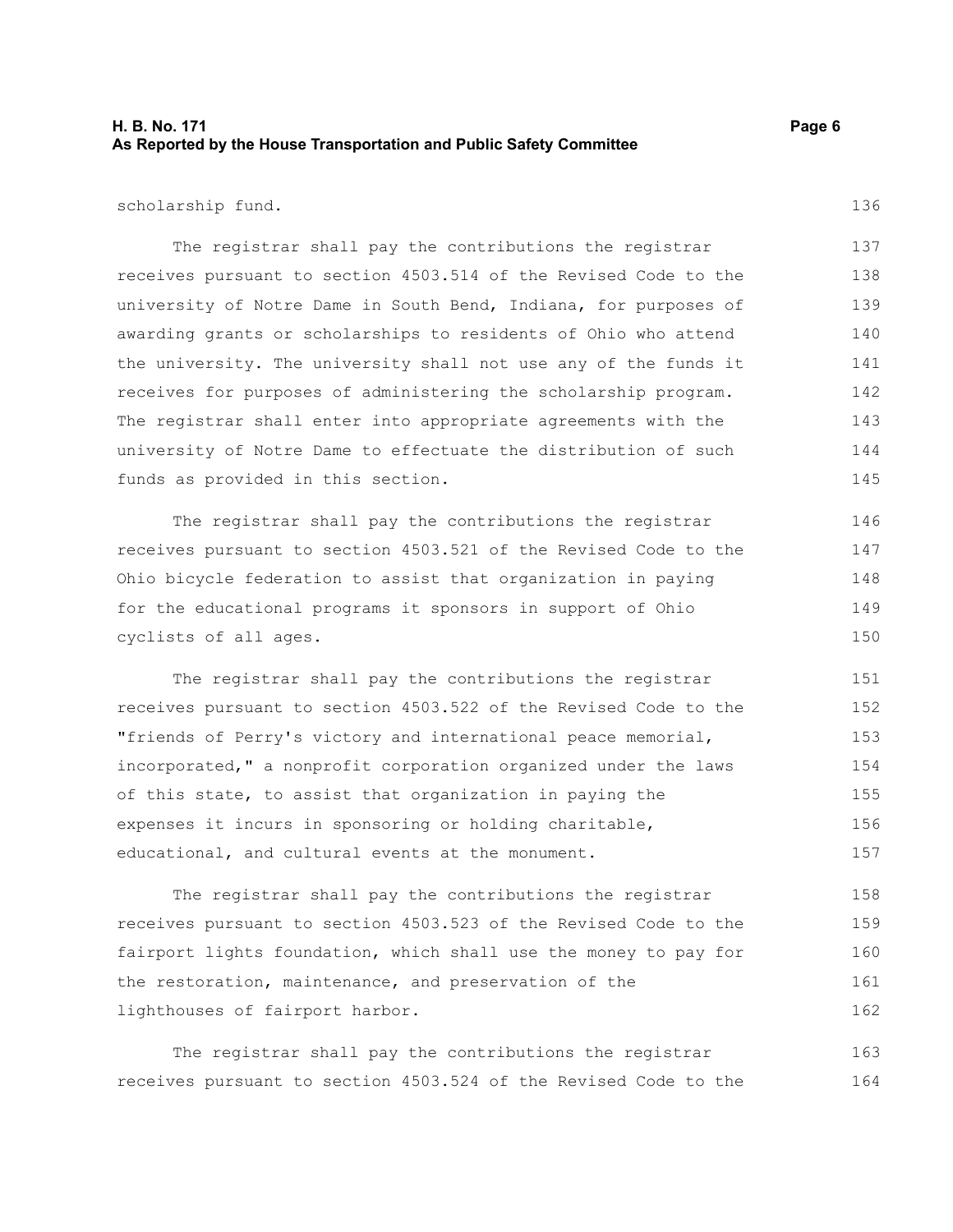scholarship fund.

The registrar shall pay the contributions the registrar receives pursuant to section 4503.514 of the Revised Code to the university of Notre Dame in South Bend, Indiana, for purposes of awarding grants or scholarships to residents of Ohio who attend the university. The university shall not use any of the funds it receives for purposes of administering the scholarship program. The registrar shall enter into appropriate agreements with the university of Notre Dame to effectuate the distribution of such funds as provided in this section.

The registrar shall pay the contributions the registrar receives pursuant to section 4503.521 of the Revised Code to the Ohio bicycle federation to assist that organization in paying for the educational programs it sponsors in support of Ohio cyclists of all ages.

The registrar shall pay the contributions the registrar receives pursuant to section 4503.522 of the Revised Code to the "friends of Perry's victory and international peace memorial, incorporated," a nonprofit corporation organized under the laws of this state, to assist that organization in paying the expenses it incurs in sponsoring or holding charitable, educational, and cultural events at the monument.

The registrar shall pay the contributions the registrar receives pursuant to section 4503.523 of the Revised Code to the fairport lights foundation, which shall use the money to pay for the restoration, maintenance, and preservation of the lighthouses of fairport harbor.

The registrar shall pay the contributions the registrar receives pursuant to section 4503.524 of the Revised Code to the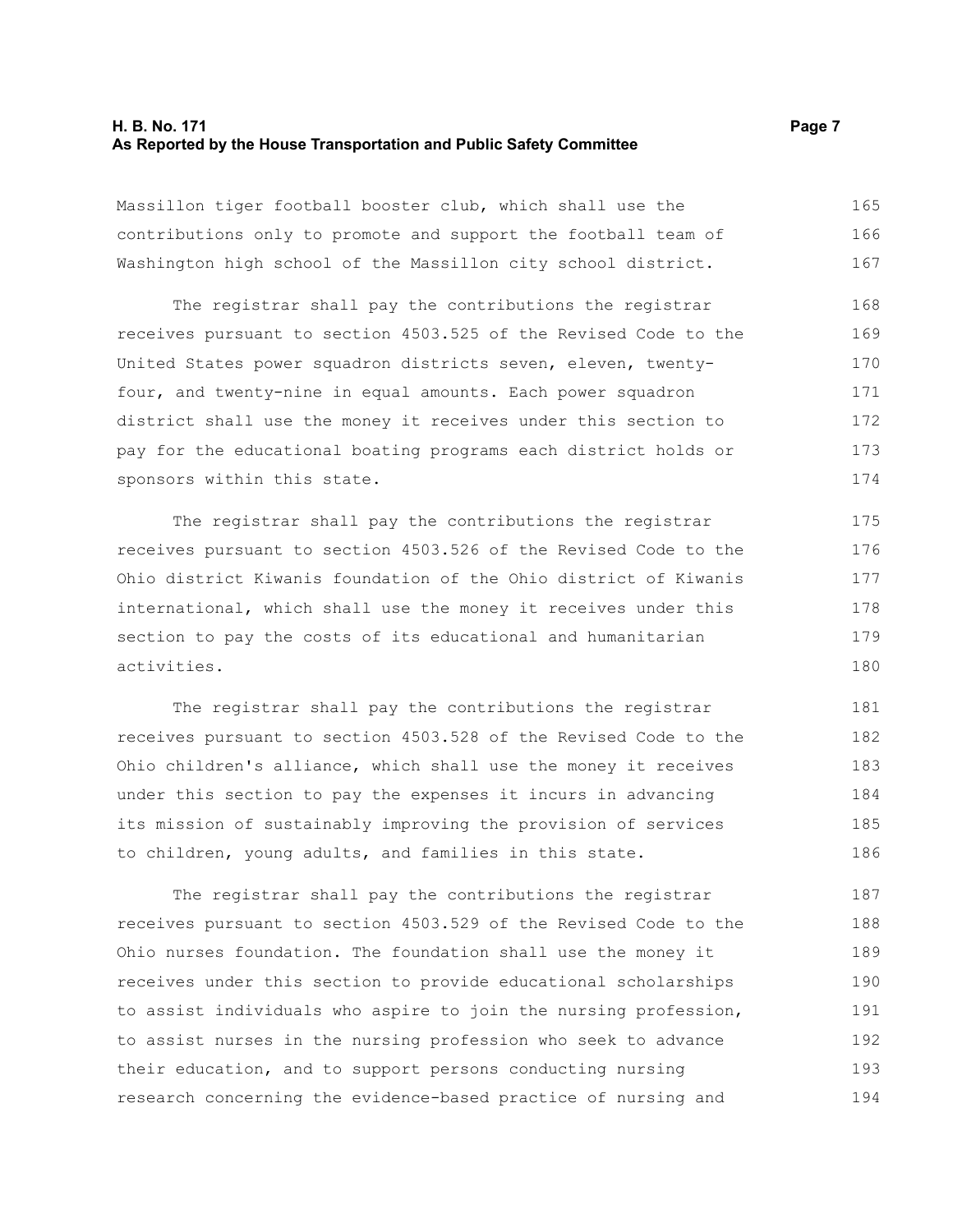Massillon tiger football booster club, which shall use the contributions only to promote and support the football team of Washington high school of the Massillon city school district.

The registrar shall pay the contributions the registrar receives pursuant to section 4503.525 of the Revised Code to the United States power squadron districts seven, eleven, twenty-four, and twenty-nine in equal amounts. Each power squadron district shall use the money it receives under this section to pay for the educational boating programs each district holds or sponsors within this state.

The registrar shall pay the contributions the registrar receives pursuant to section 4503.526 of the Revised Code to the Ohio district Kiwanis foundation of the Ohio district of Kiwanis international, which shall use the money it receives under this section to pay the costs of its educational and humanitarian activities.

The registrar shall pay the contributions the registrar receives pursuant to section 4503.528 of the Revised Code to the Ohio children's alliance, which shall use the money it receives under this section to pay the expenses it incurs in advancing its mission of sustainably improving the provision of services to children, young adults, and families in this state.

The registrar shall pay the contributions the registrar receives pursuant to section 4503.529 of the Revised Code to the Ohio nurses foundation. The foundation shall use the money it receives under this section to provide educational scholarships to assist individuals who aspire to join the nursing profession, to assist nurses in the nursing profession who seek to advance their education, and to support persons conducting nursing research concerning the evidence-based practice of nursing and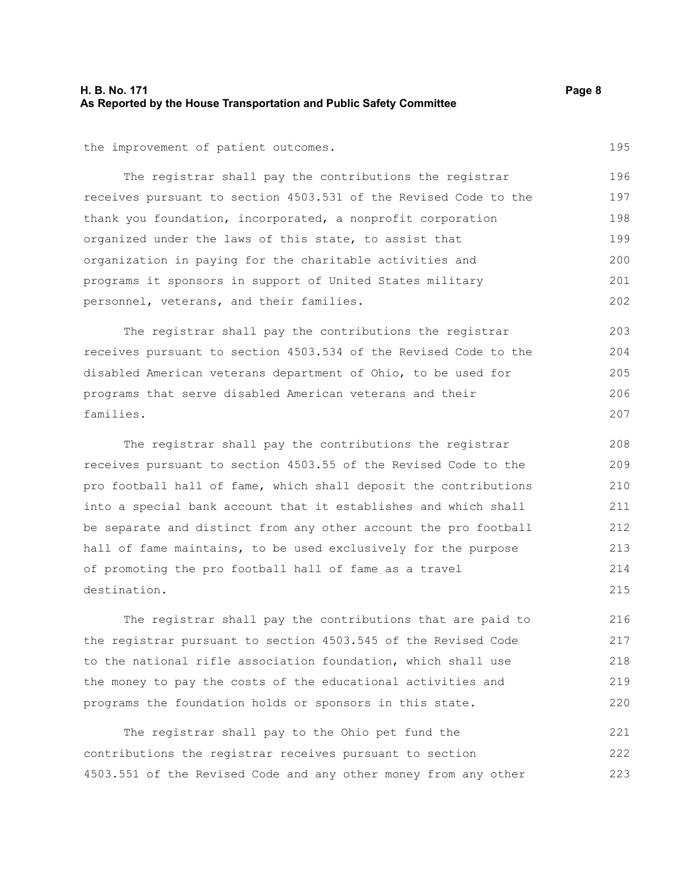the improvement of patient outcomes.

The registrar shall pay the contributions the registrar receives pursuant to section 4503.531 of the Revised Code to the thank you foundation, incorporated, a nonprofit corporation organized under the laws of this state, to assist that organization in paying for the charitable activities and programs it sponsors in support of United States military personnel, veterans, and their families.

The registrar shall pay the contributions the registrar receives pursuant to section 4503.534 of the Revised Code to the disabled American veterans department of Ohio, to be used for programs that serve disabled American veterans and their families.

The registrar shall pay the contributions the registrar receives pursuant to section 4503.55 of the Revised Code to the pro football hall of fame, which shall deposit the contributions into a special bank account that it establishes and which shall be separate and distinct from any other account the pro football hall of fame maintains, to be used exclusively for the purpose of promoting the pro football hall of fame as a travel destination.

The registrar shall pay the contributions that are paid to the registrar pursuant to section 4503.545 of the Revised Code to the national rifle association foundation, which shall use the money to pay the costs of the educational activities and programs the foundation holds or sponsors in this state.

The registrar shall pay to the Ohio pet fund the contributions the registrar receives pursuant to section 4503.551 of the Revised Code and any other money from any other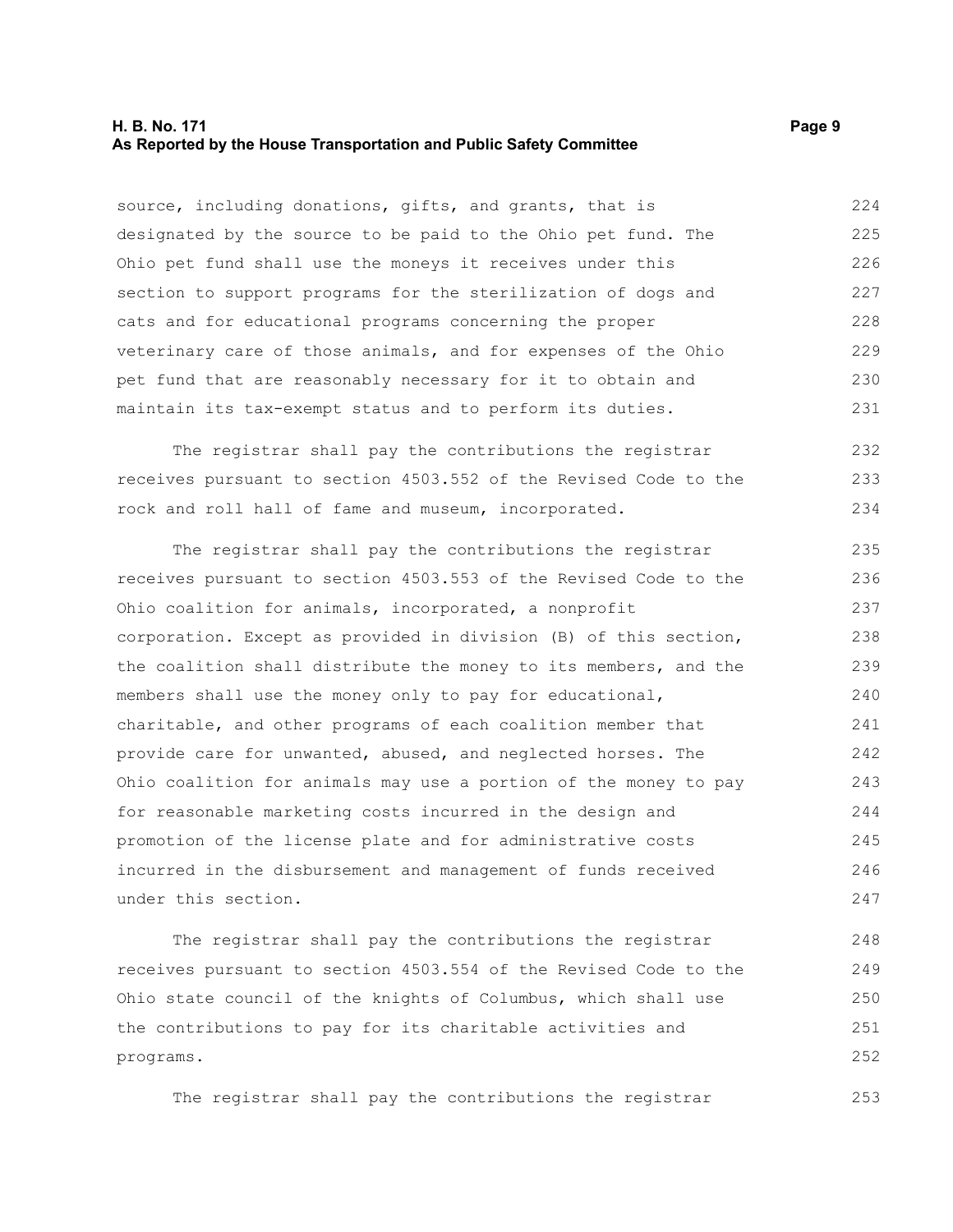source, including donations, gifts, and grants, that is designated by the source to be paid to the Ohio pet fund. The Ohio pet fund shall use the moneys it receives under this section to support programs for the sterilization of dogs and cats and for educational programs concerning the proper veterinary care of those animals, and for expenses of the Ohio pet fund that are reasonably necessary for it to obtain and maintain its tax-exempt status and to perform its duties.

The registrar shall pay the contributions the registrar receives pursuant to section 4503.552 of the Revised Code to the rock and roll hall of fame and museum, incorporated.

The registrar shall pay the contributions the registrar receives pursuant to section 4503.553 of the Revised Code to the Ohio coalition for animals, incorporated, a nonprofit corporation. Except as provided in division (B) of this section, the coalition shall distribute the money to its members, and the members shall use the money only to pay for educational, charitable, and other programs of each coalition member that provide care for unwanted, abused, and neglected horses. The Ohio coalition for animals may use a portion of the money to pay for reasonable marketing costs incurred in the design and promotion of the license plate and for administrative costs incurred in the disbursement and management of funds received under this section.

The registrar shall pay the contributions the registrar receives pursuant to section 4503.554 of the Revised Code to the Ohio state council of the knights of Columbus, which shall use the contributions to pay for its charitable activities and programs.

The registrar shall pay the contributions the registrar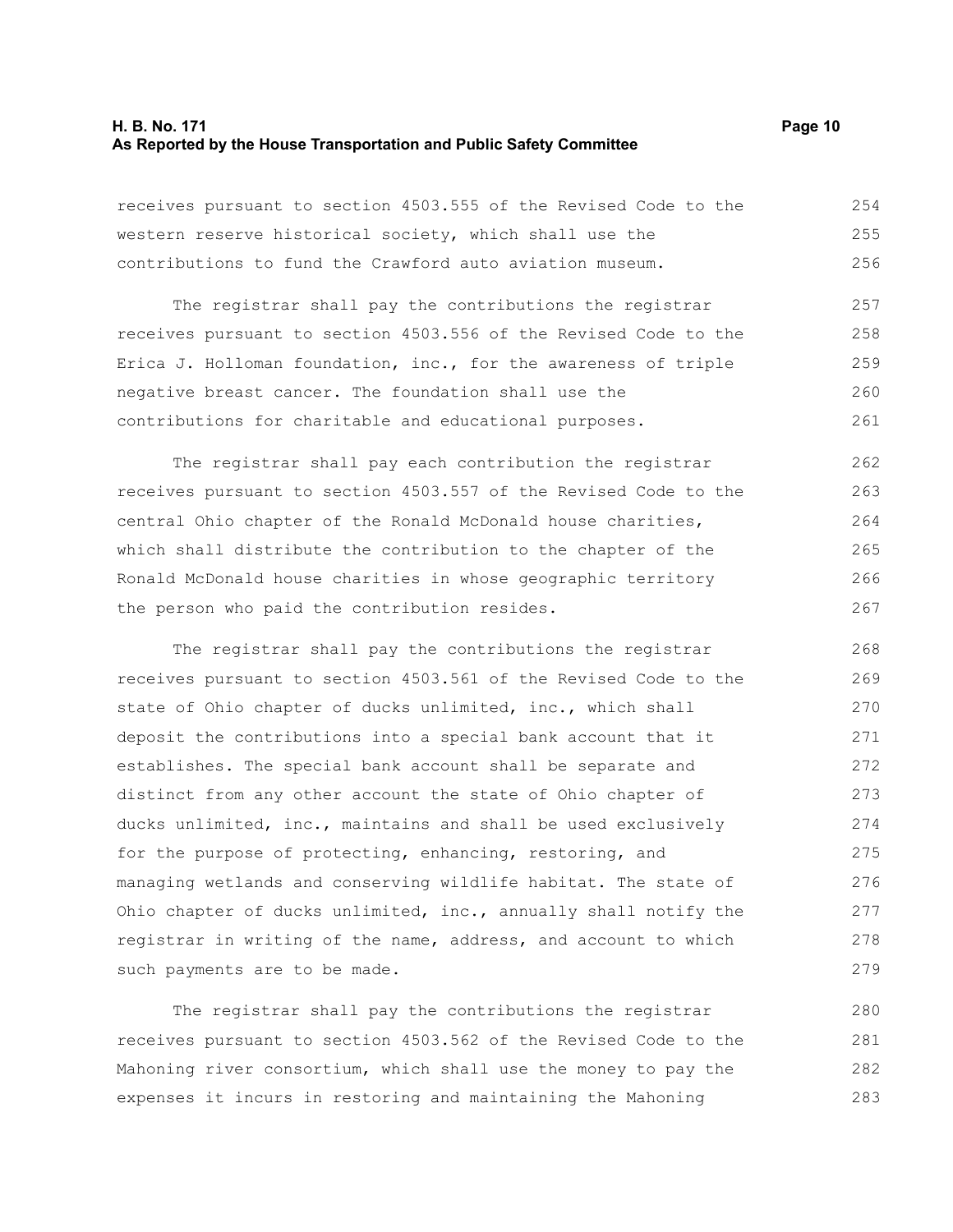receives pursuant to section 4503.555 of the Revised Code to the western reserve historical society, which shall use the contributions to fund the Crawford auto aviation museum.

The registrar shall pay the contributions the registrar receives pursuant to section 4503.556 of the Revised Code to the Erica J. Holloman foundation, inc., for the awareness of triple negative breast cancer. The foundation shall use the contributions for charitable and educational purposes.

The registrar shall pay each contribution the registrar receives pursuant to section 4503.557 of the Revised Code to the central Ohio chapter of the Ronald McDonald house charities, which shall distribute the contribution to the chapter of the Ronald McDonald house charities in whose geographic territory the person who paid the contribution resides.

The registrar shall pay the contributions the registrar receives pursuant to section 4503.561 of the Revised Code to the state of Ohio chapter of ducks unlimited, inc., which shall deposit the contributions into a special bank account that it establishes. The special bank account shall be separate and distinct from any other account the state of Ohio chapter of ducks unlimited, inc., maintains and shall be used exclusively for the purpose of protecting, enhancing, restoring, and managing wetlands and conserving wildlife habitat. The state of Ohio chapter of ducks unlimited, inc., annually shall notify the registrar in writing of the name, address, and account to which such payments are to be made.

The registrar shall pay the contributions the registrar receives pursuant to section 4503.562 of the Revised Code to the Mahoning river consortium, which shall use the money to pay the expenses it incurs in restoring and maintaining the Mahoning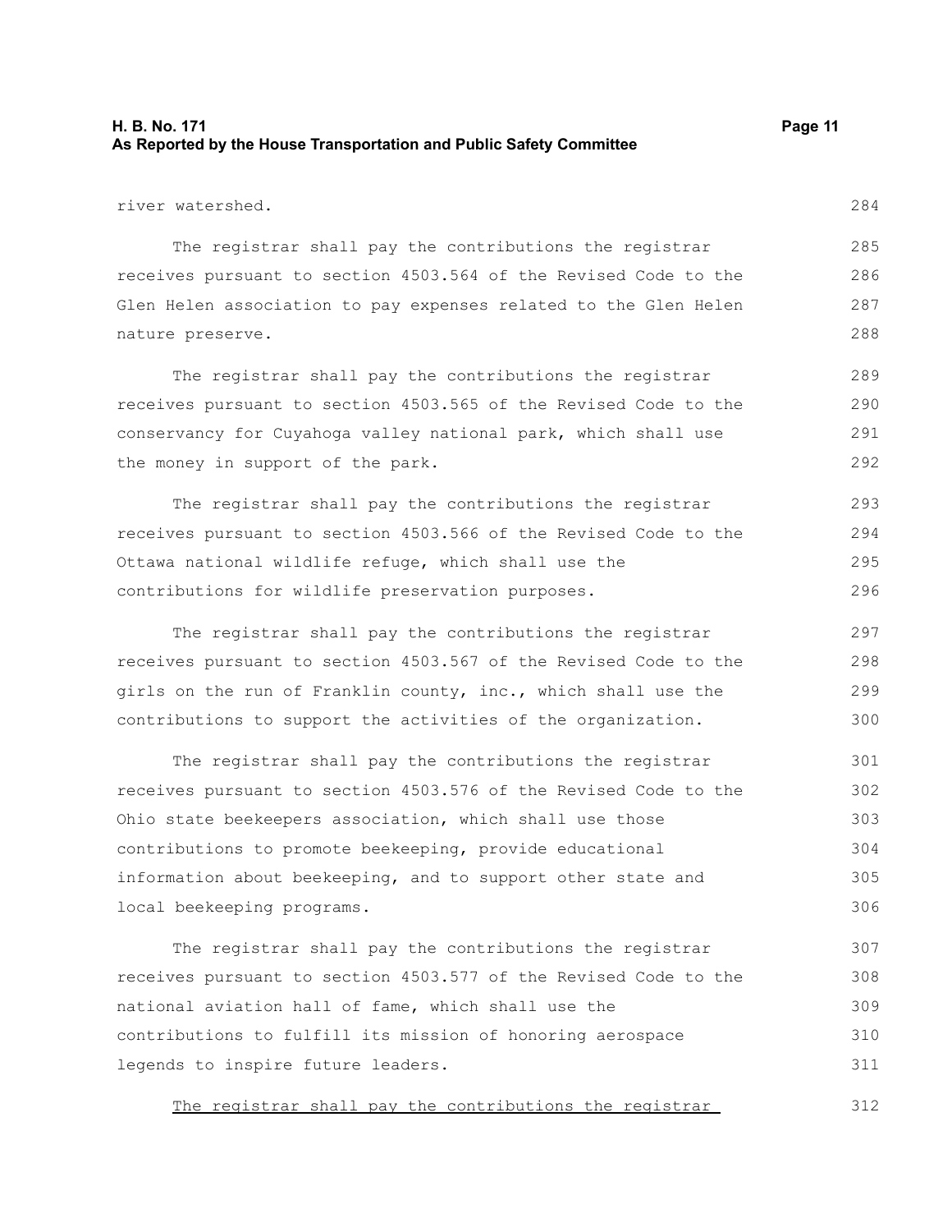river watershed.

The registrar shall pay the contributions the registrar receives pursuant to section 4503.564 of the Revised Code to the Glen Helen association to pay expenses related to the Glen Helen nature preserve.

The registrar shall pay the contributions the registrar receives pursuant to section 4503.565 of the Revised Code to the conservancy for Cuyahoga valley national park, which shall use the money in support of the park.

The registrar shall pay the contributions the registrar receives pursuant to section 4503.566 of the Revised Code to the Ottawa national wildlife refuge, which shall use the contributions for wildlife preservation purposes.

The registrar shall pay the contributions the registrar receives pursuant to section 4503.567 of the Revised Code to the girls on the run of Franklin county, inc., which shall use the contributions to support the activities of the organization.

The registrar shall pay the contributions the registrar receives pursuant to section 4503.576 of the Revised Code to the Ohio state beekeepers association, which shall use those contributions to promote beekeeping, provide educational information about beekeeping, and to support other state and local beekeeping programs.

The registrar shall pay the contributions the registrar receives pursuant to section 4503.577 of the Revised Code to the national aviation hall of fame, which shall use the contributions to fulfill its mission of honoring aerospace legends to inspire future leaders.

<u>The registrar shall pay the contributions the registrar</u>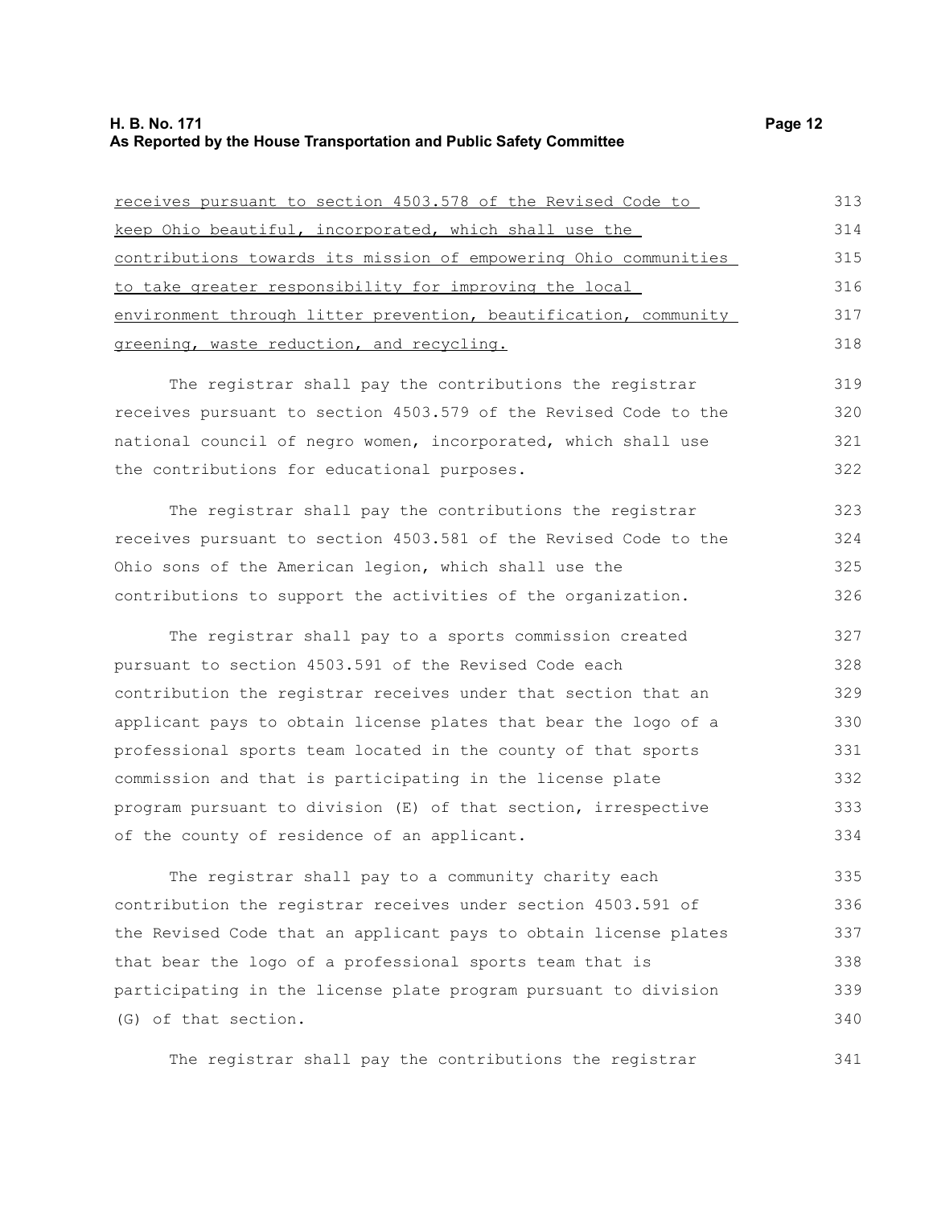receives pursuant to section 4503.578 of the Revised Code to keep Ohio beautiful, incorporated, which shall use the contributions towards its mission of empowering Ohio communities to take greater responsibility for improving the local environment through litter prevention, beautification, community greening, waste reduction, and recycling.

The registrar shall pay the contributions the registrar receives pursuant to section 4503.579 of the Revised Code to the national council of negro women, incorporated, which shall use the contributions for educational purposes.

The registrar shall pay the contributions the registrar receives pursuant to section 4503.581 of the Revised Code to the Ohio sons of the American legion, which shall use the contributions to support the activities of the organization.

The registrar shall pay to a sports commission created pursuant to section 4503.591 of the Revised Code each contribution the registrar receives under that section that an applicant pays to obtain license plates that bear the logo of a professional sports team located in the county of that sports commission and that is participating in the license plate program pursuant to division (E) of that section, irrespective of the county of residence of an applicant.

The registrar shall pay to a community charity each contribution the registrar receives under section 4503.591 of the Revised Code that an applicant pays to obtain license plates that bear the logo of a professional sports team that is participating in the license plate program pursuant to division (G) of that section.

The registrar shall pay the contributions the registrar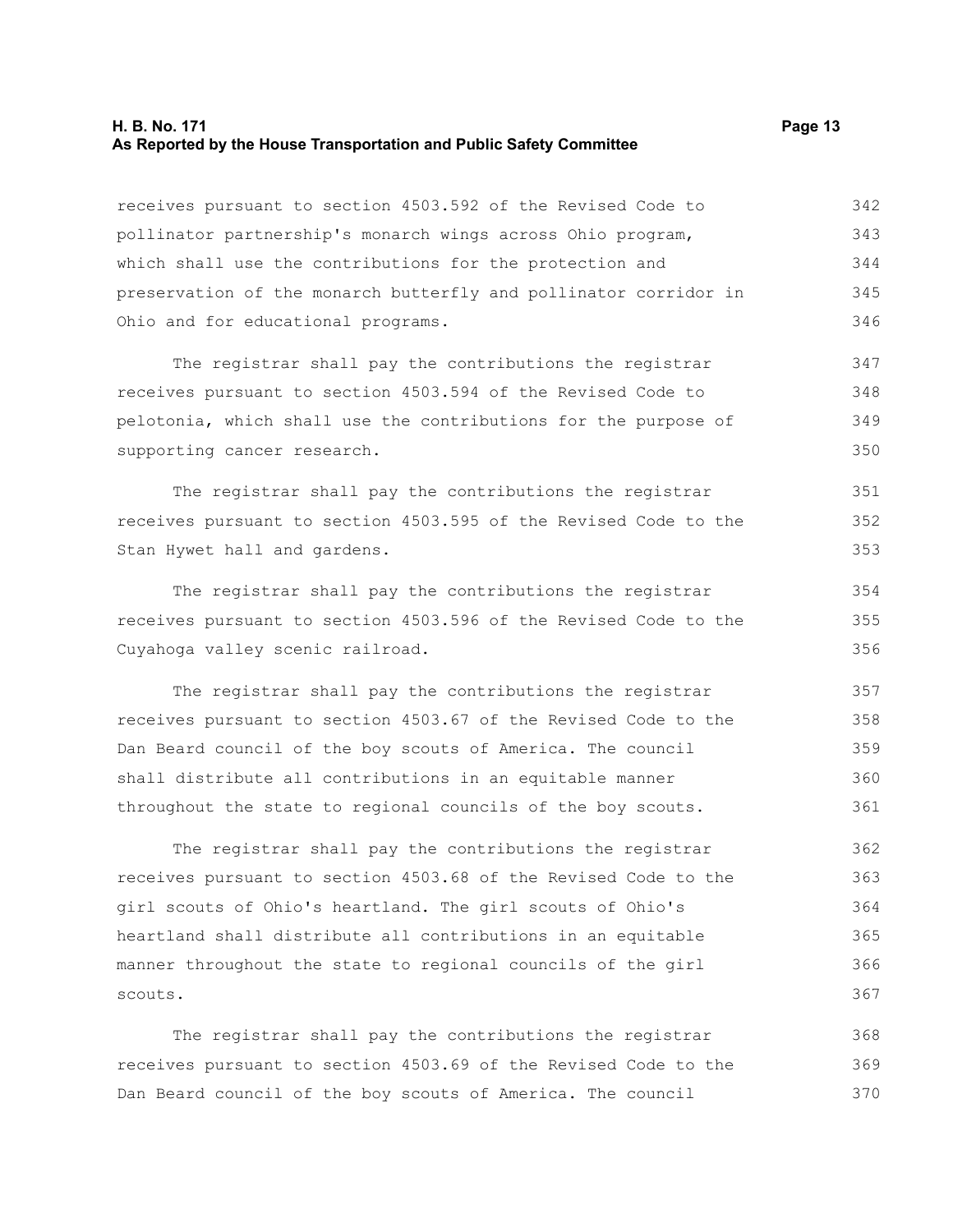receives pursuant to section 4503.592 of the Revised Code to pollinator partnership's monarch wings across Ohio program, which shall use the contributions for the protection and preservation of the monarch butterfly and pollinator corridor in Ohio and for educational programs.

The registrar shall pay the contributions the registrar receives pursuant to section 4503.594 of the Revised Code to pelotonia, which shall use the contributions for the purpose of supporting cancer research.

The registrar shall pay the contributions the registrar receives pursuant to section 4503.595 of the Revised Code to the Stan Hywet hall and gardens.

The registrar shall pay the contributions the registrar receives pursuant to section 4503.596 of the Revised Code to the Cuyahoga valley scenic railroad.

The registrar shall pay the contributions the registrar receives pursuant to section 4503.67 of the Revised Code to the Dan Beard council of the boy scouts of America. The council shall distribute all contributions in an equitable manner throughout the state to regional councils of the boy scouts.

The registrar shall pay the contributions the registrar receives pursuant to section 4503.68 of the Revised Code to the girl scouts of Ohio's heartland. The girl scouts of Ohio's heartland shall distribute all contributions in an equitable manner throughout the state to regional councils of the girl scouts.

The registrar shall pay the contributions the registrar receives pursuant to section 4503.69 of the Revised Code to the Dan Beard council of the boy scouts of America. The council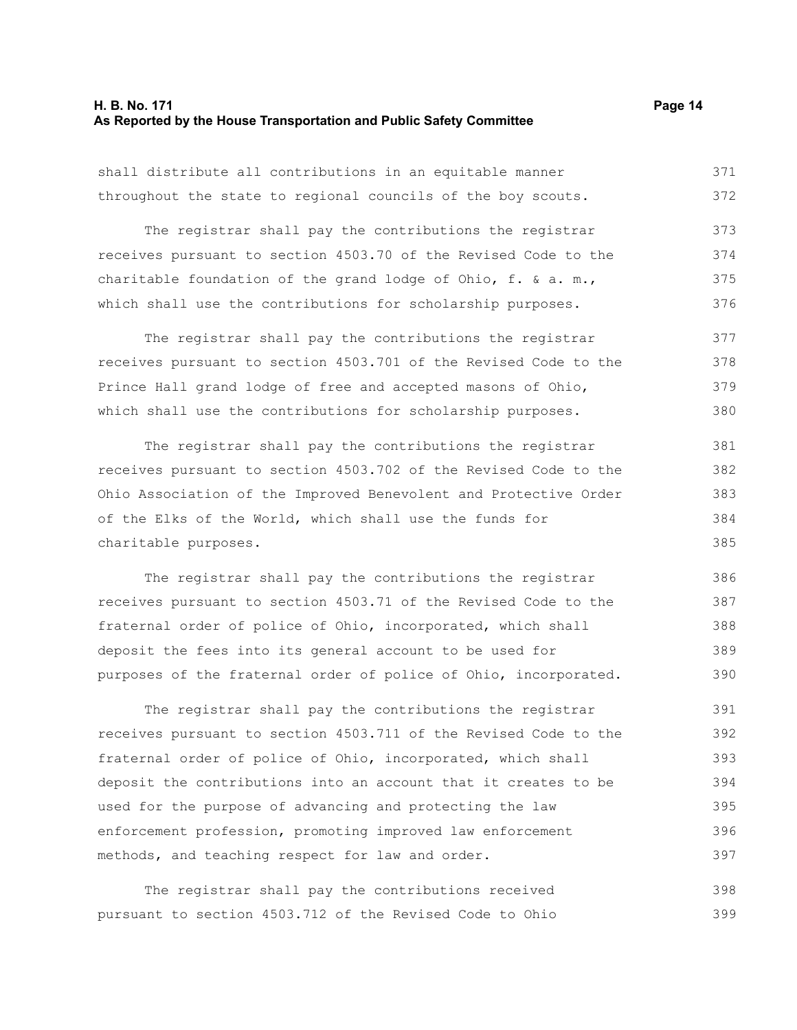shall distribute all contributions in an equitable manner throughout the state to regional councils of the boy scouts.

The registrar shall pay the contributions the registrar receives pursuant to section 4503.70 of the Revised Code to the charitable foundation of the grand lodge of Ohio, f. & a. m., which shall use the contributions for scholarship purposes.

The registrar shall pay the contributions the registrar receives pursuant to section 4503.701 of the Revised Code to the Prince Hall grand lodge of free and accepted masons of Ohio, which shall use the contributions for scholarship purposes.

The registrar shall pay the contributions the registrar receives pursuant to section 4503.702 of the Revised Code to the Ohio Association of the Improved Benevolent and Protective Order of the Elks of the World, which shall use the funds for charitable purposes.

The registrar shall pay the contributions the registrar receives pursuant to section 4503.71 of the Revised Code to the fraternal order of police of Ohio, incorporated, which shall deposit the fees into its general account to be used for purposes of the fraternal order of police of Ohio, incorporated.

The registrar shall pay the contributions the registrar receives pursuant to section 4503.711 of the Revised Code to the fraternal order of police of Ohio, incorporated, which shall deposit the contributions into an account that it creates to be used for the purpose of advancing and protecting the law enforcement profession, promoting improved law enforcement methods, and teaching respect for law and order.

The registrar shall pay the contributions received pursuant to section 4503.712 of the Revised Code to Ohio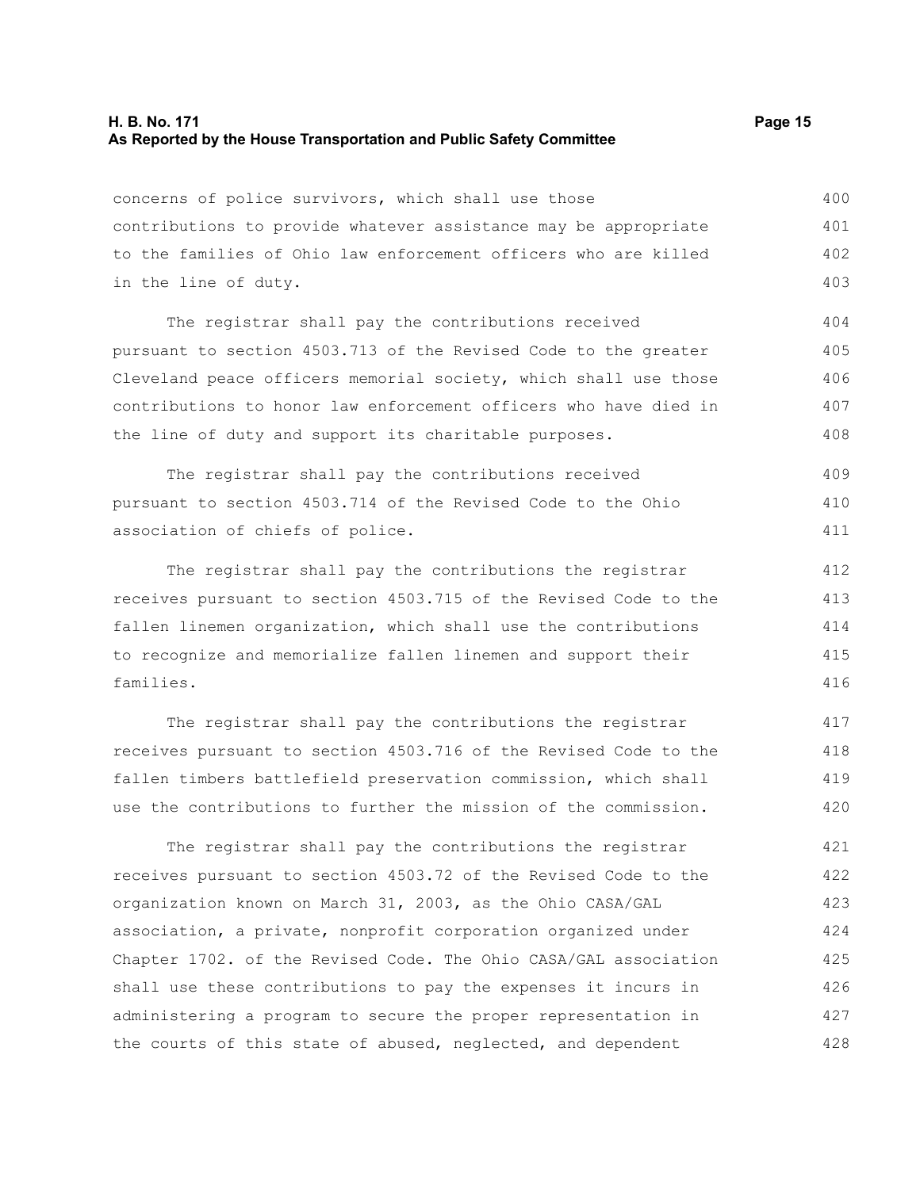concerns of police survivors, which shall use those contributions to provide whatever assistance may be appropriate to the families of Ohio law enforcement officers who are killed in the line of duty.

The registrar shall pay the contributions received pursuant to section 4503.713 of the Revised Code to the greater Cleveland peace officers memorial society, which shall use those contributions to honor law enforcement officers who have died in the line of duty and support its charitable purposes.

The registrar shall pay the contributions received pursuant to section 4503.714 of the Revised Code to the Ohio association of chiefs of police.

The registrar shall pay the contributions the registrar receives pursuant to section 4503.715 of the Revised Code to the fallen linemen organization, which shall use the contributions to recognize and memorialize fallen linemen and support their families.

The registrar shall pay the contributions the registrar receives pursuant to section 4503.716 of the Revised Code to the fallen timbers battlefield preservation commission, which shall use the contributions to further the mission of the commission.

The registrar shall pay the contributions the registrar receives pursuant to section 4503.72 of the Revised Code to the organization known on March 31, 2003, as the Ohio CASA/GAL association, a private, nonprofit corporation organized under Chapter 1702. of the Revised Code. The Ohio CASA/GAL association shall use these contributions to pay the expenses it incurs in administering a program to secure the proper representation in the courts of this state of abused, neglected, and dependent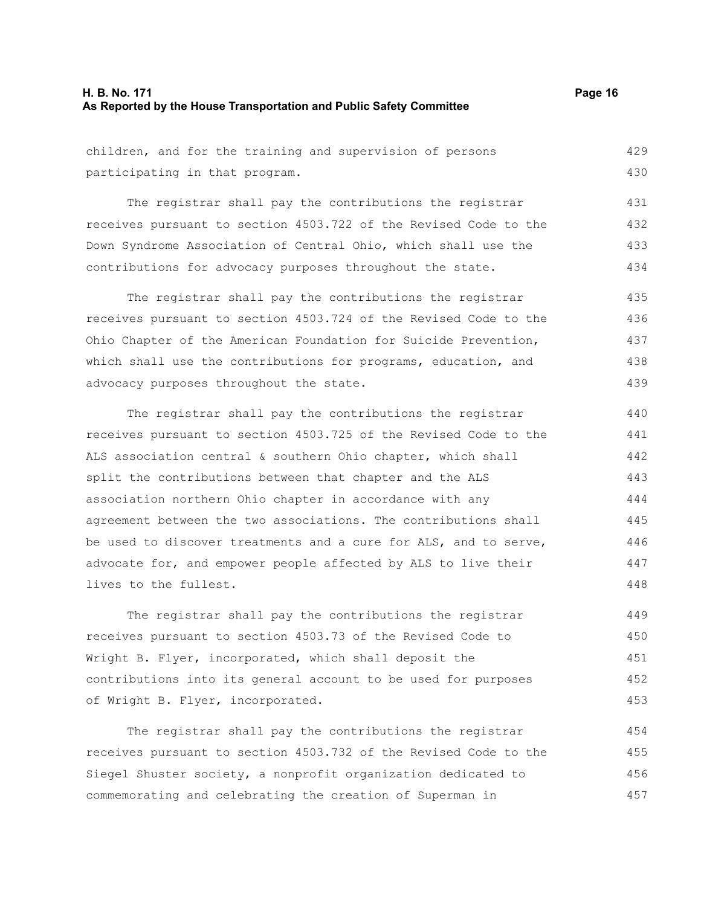children, and for the training and supervision of persons participating in that program.

The registrar shall pay the contributions the registrar receives pursuant to section 4503.722 of the Revised Code to the Down Syndrome Association of Central Ohio, which shall use the contributions for advocacy purposes throughout the state.

The registrar shall pay the contributions the registrar receives pursuant to section 4503.724 of the Revised Code to the Ohio Chapter of the American Foundation for Suicide Prevention, which shall use the contributions for programs, education, and advocacy purposes throughout the state.

The registrar shall pay the contributions the registrar receives pursuant to section 4503.725 of the Revised Code to the ALS association central & southern Ohio chapter, which shall split the contributions between that chapter and the ALS association northern Ohio chapter in accordance with any agreement between the two associations. The contributions shall be used to discover treatments and a cure for ALS, and to serve, advocate for, and empower people affected by ALS to live their lives to the fullest.

The registrar shall pay the contributions the registrar receives pursuant to section 4503.73 of the Revised Code to Wright B. Flyer, incorporated, which shall deposit the contributions into its general account to be used for purposes of Wright B. Flyer, incorporated.

The registrar shall pay the contributions the registrar receives pursuant to section 4503.732 of the Revised Code to the Siegel Shuster society, a nonprofit organization dedicated to commemorating and celebrating the creation of Superman in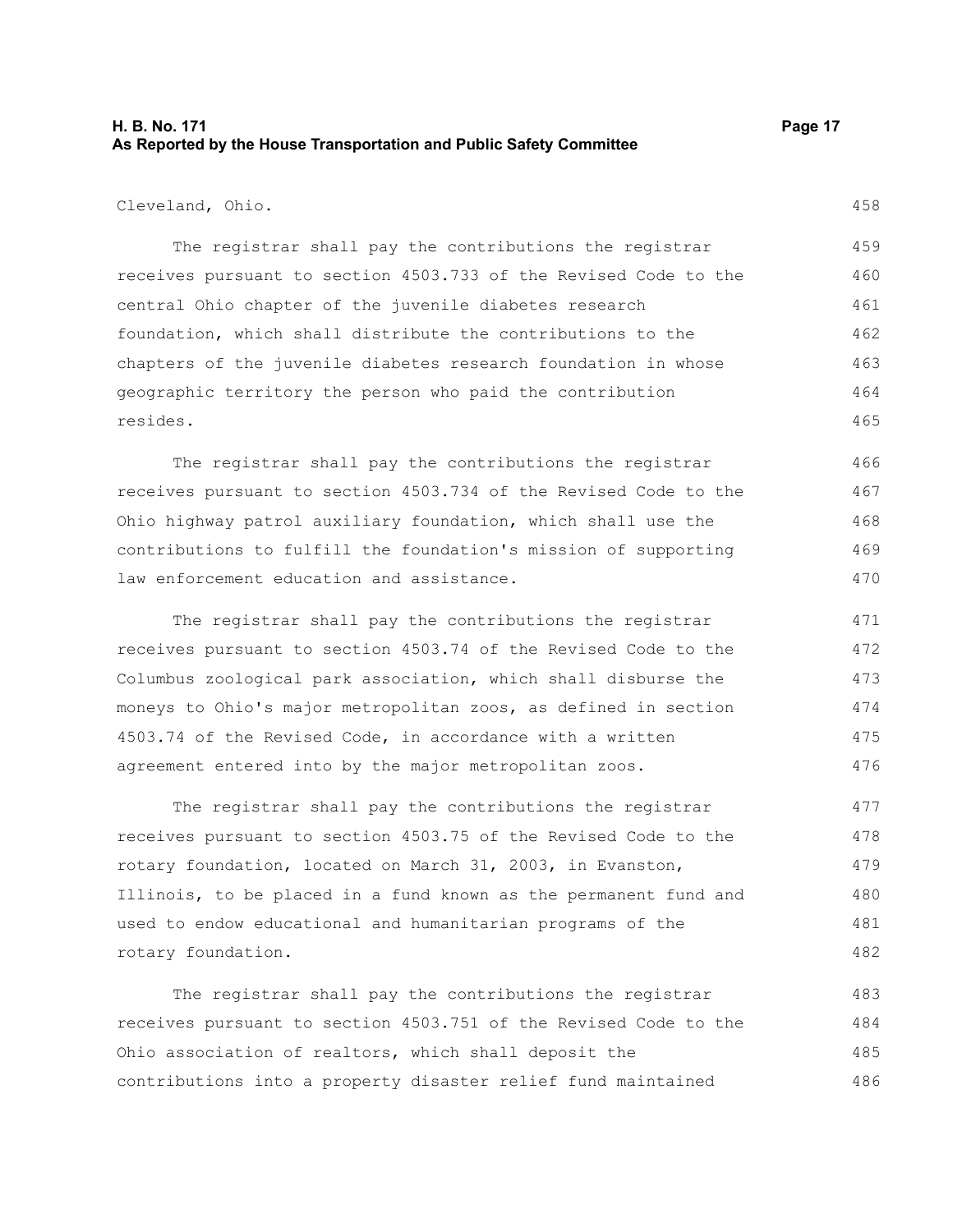Cleveland, Ohio.

The registrar shall pay the contributions the registrar receives pursuant to section 4503.733 of the Revised Code to the central Ohio chapter of the juvenile diabetes research foundation, which shall distribute the contributions to the chapters of the juvenile diabetes research foundation in whose geographic territory the person who paid the contribution resides.

The registrar shall pay the contributions the registrar receives pursuant to section 4503.734 of the Revised Code to the Ohio highway patrol auxiliary foundation, which shall use the contributions to fulfill the foundation's mission of supporting law enforcement education and assistance.

The registrar shall pay the contributions the registrar receives pursuant to section 4503.74 of the Revised Code to the Columbus zoological park association, which shall disburse the moneys to Ohio's major metropolitan zoos, as defined in section 4503.74 of the Revised Code, in accordance with a written agreement entered into by the major metropolitan zoos.

The registrar shall pay the contributions the registrar receives pursuant to section 4503.75 of the Revised Code to the rotary foundation, located on March 31, 2003, in Evanston, Illinois, to be placed in a fund known as the permanent fund and used to endow educational and humanitarian programs of the rotary foundation.

The registrar shall pay the contributions the registrar receives pursuant to section 4503.751 of the Revised Code to the Ohio association of realtors, which shall deposit the contributions into a property disaster relief fund maintained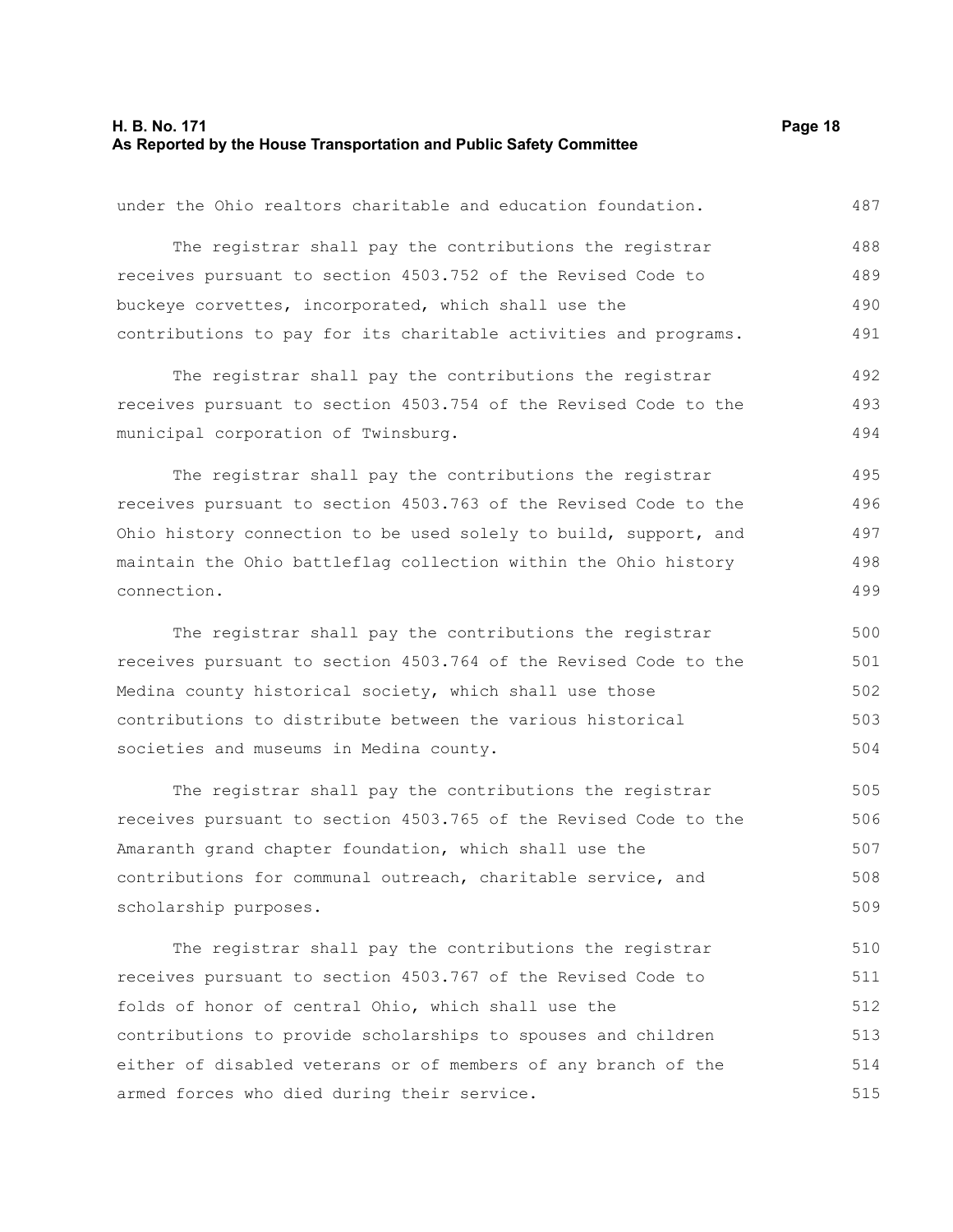under the Ohio realtors charitable and education foundation.

The registrar shall pay the contributions the registrar receives pursuant to section 4503.752 of the Revised Code to buckeye corvettes, incorporated, which shall use the contributions to pay for its charitable activities and programs.

The registrar shall pay the contributions the registrar receives pursuant to section 4503.754 of the Revised Code to the municipal corporation of Twinsburg.

The registrar shall pay the contributions the registrar receives pursuant to section 4503.763 of the Revised Code to the Ohio history connection to be used solely to build, support, and maintain the Ohio battleflag collection within the Ohio history connection.

The registrar shall pay the contributions the registrar receives pursuant to section 4503.764 of the Revised Code to the Medina county historical society, which shall use those contributions to distribute between the various historical societies and museums in Medina county.

The registrar shall pay the contributions the registrar receives pursuant to section 4503.765 of the Revised Code to the Amaranth grand chapter foundation, which shall use the contributions for communal outreach, charitable service, and scholarship purposes.

The registrar shall pay the contributions the registrar receives pursuant to section 4503.767 of the Revised Code to folds of honor of central Ohio, which shall use the contributions to provide scholarships to spouses and children either of disabled veterans or of members of any branch of the armed forces who died during their service.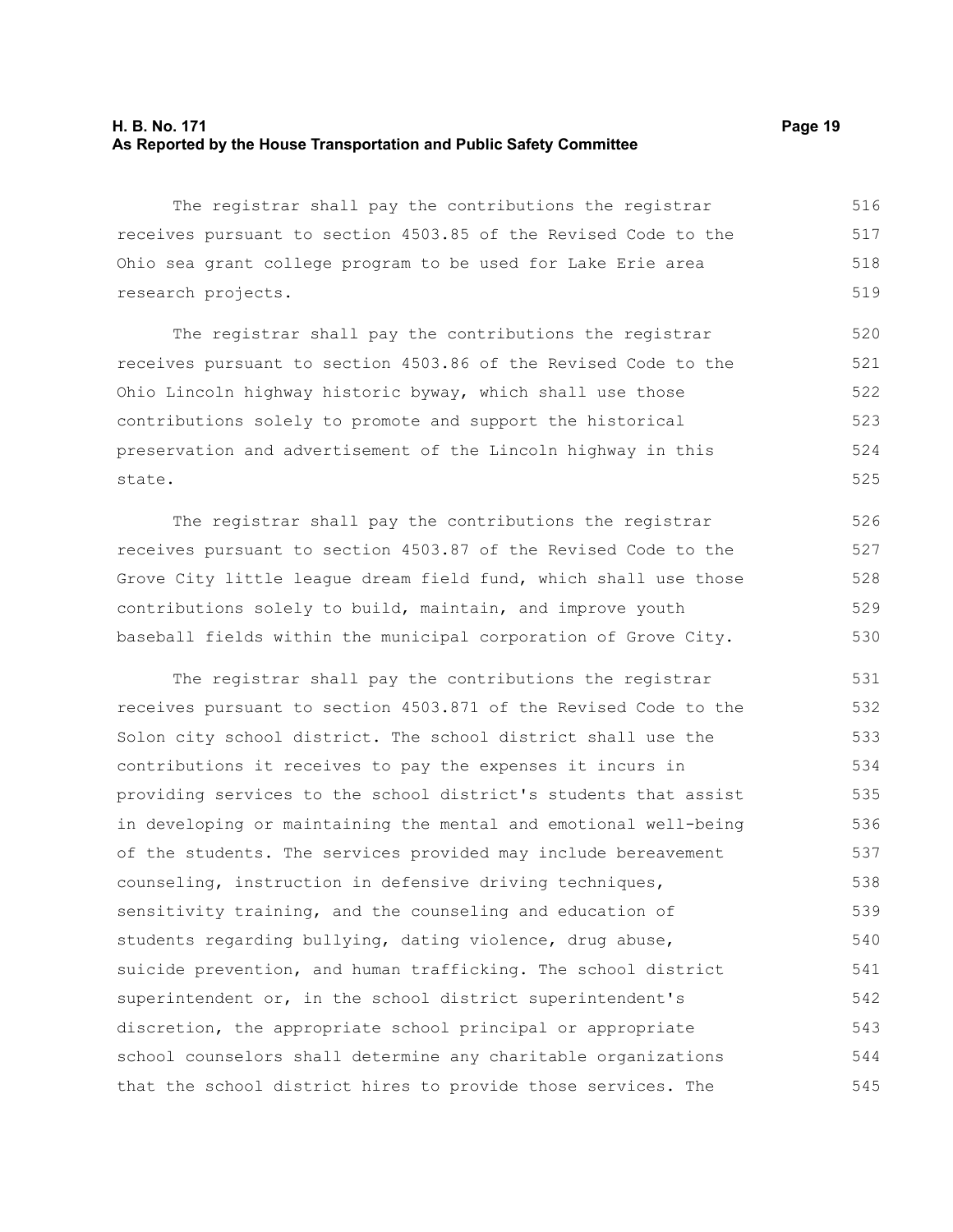The registrar shall pay the contributions the registrar receives pursuant to section 4503.85 of the Revised Code to the Ohio sea grant college program to be used for Lake Erie area research projects.

The registrar shall pay the contributions the registrar receives pursuant to section 4503.86 of the Revised Code to the Ohio Lincoln highway historic byway, which shall use those contributions solely to promote and support the historical preservation and advertisement of the Lincoln highway in this state.

The registrar shall pay the contributions the registrar receives pursuant to section 4503.87 of the Revised Code to the Grove City little league dream field fund, which shall use those contributions solely to build, maintain, and improve youth baseball fields within the municipal corporation of Grove City.

The registrar shall pay the contributions the registrar receives pursuant to section 4503.871 of the Revised Code to the Solon city school district. The school district shall use the contributions it receives to pay the expenses it incurs in providing services to the school district's students that assist in developing or maintaining the mental and emotional well-being of the students. The services provided may include bereavement counseling, instruction in defensive driving techniques, sensitivity training, and the counseling and education of students regarding bullying, dating violence, drug abuse, suicide prevention, and human trafficking. The school district superintendent or, in the school district superintendent's discretion, the appropriate school principal or appropriate school counselors shall determine any charitable organizations that the school district hires to provide those services. The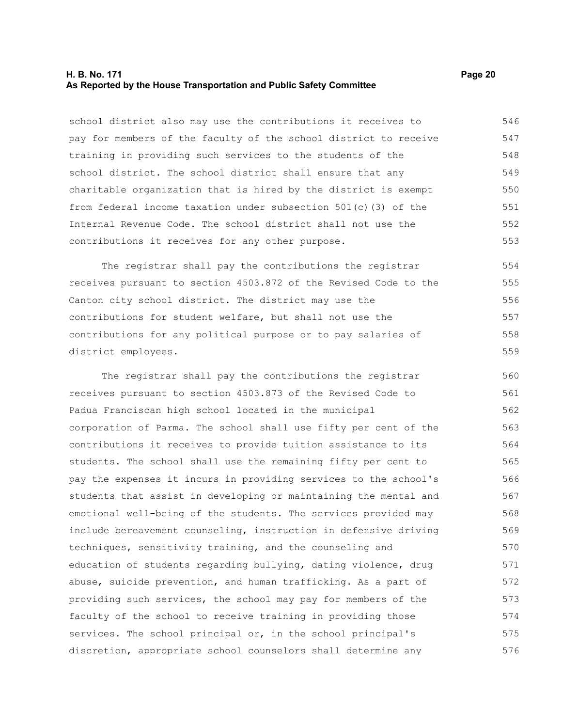school district also may use the contributions it receives to pay for members of the faculty of the school district to receive training in providing such services to the students of the school district. The school district shall ensure that any charitable organization that is hired by the district is exempt from federal income taxation under subsection 501(c)(3) of the Internal Revenue Code. The school district shall not use the contributions it receives for any other purpose.

The registrar shall pay the contributions the registrar receives pursuant to section 4503.872 of the Revised Code to the Canton city school district. The district may use the contributions for student welfare, but shall not use the contributions for any political purpose or to pay salaries of district employees.

The registrar shall pay the contributions the registrar receives pursuant to section 4503.873 of the Revised Code to Padua Franciscan high school located in the municipal corporation of Parma. The school shall use fifty per cent of the contributions it receives to provide tuition assistance to its students. The school shall use the remaining fifty per cent to pay the expenses it incurs in providing services to the school's students that assist in developing or maintaining the mental and emotional well-being of the students. The services provided may include bereavement counseling, instruction in defensive driving techniques, sensitivity training, and the counseling and education of students regarding bullying, dating violence, drug abuse, suicide prevention, and human trafficking. As a part of providing such services, the school may pay for members of the faculty of the school to receive training in providing those services. The school principal or, in the school principal's discretion, appropriate school counselors shall determine any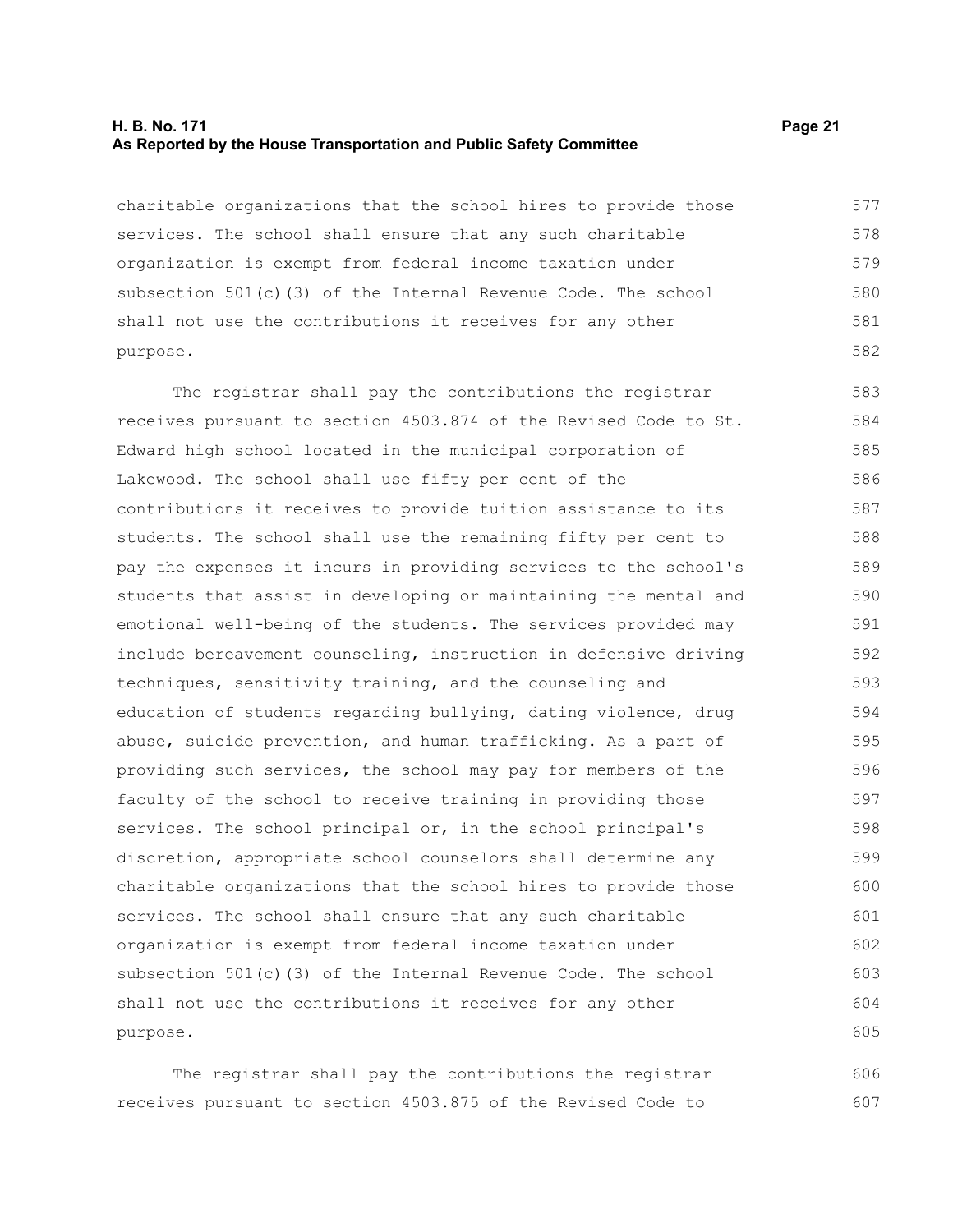charitable organizations that the school hires to provide those services. The school shall ensure that any such charitable organization is exempt from federal income taxation under subsection 501(c)(3) of the Internal Revenue Code. The school shall not use the contributions it receives for any other purpose.

The registrar shall pay the contributions the registrar receives pursuant to section 4503.874 of the Revised Code to St. Edward high school located in the municipal corporation of Lakewood. The school shall use fifty per cent of the contributions it receives to provide tuition assistance to its students. The school shall use the remaining fifty per cent to pay the expenses it incurs in providing services to the school's students that assist in developing or maintaining the mental and emotional well-being of the students. The services provided may include bereavement counseling, instruction in defensive driving techniques, sensitivity training, and the counseling and education of students regarding bullying, dating violence, drug abuse, suicide prevention, and human trafficking. As a part of providing such services, the school may pay for members of the faculty of the school to receive training in providing those services. The school principal or, in the school principal's discretion, appropriate school counselors shall determine any charitable organizations that the school hires to provide those services. The school shall ensure that any such charitable organization is exempt from federal income taxation under subsection 501(c)(3) of the Internal Revenue Code. The school shall not use the contributions it receives for any other purpose.

The registrar shall pay the contributions the registrar receives pursuant to section 4503.875 of the Revised Code to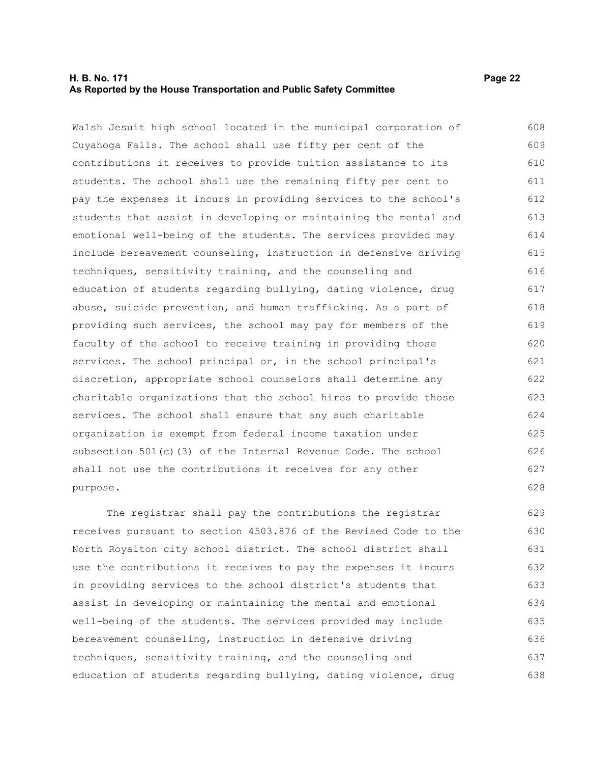Walsh Jesuit high school located in the municipal corporation of Cuyahoga Falls. The school shall use fifty per cent of the contributions it receives to provide tuition assistance to its students. The school shall use the remaining fifty per cent to pay the expenses it incurs in providing services to the school's students that assist in developing or maintaining the mental and emotional well-being of the students. The services provided may include bereavement counseling, instruction in defensive driving techniques, sensitivity training, and the counseling and education of students regarding bullying, dating violence, drug abuse, suicide prevention, and human trafficking. As a part of providing such services, the school may pay for members of the faculty of the school to receive training in providing those services. The school principal or, in the school principal's discretion, appropriate school counselors shall determine any charitable organizations that the school hires to provide those services. The school shall ensure that any such charitable organization is exempt from federal income taxation under subsection 501(c)(3) of the Internal Revenue Code. The school shall not use the contributions it receives for any other purpose.

The registrar shall pay the contributions the registrar receives pursuant to section 4503.876 of the Revised Code to the North Royalton city school district. The school district shall use the contributions it receives to pay the expenses it incurs in providing services to the school district's students that assist in developing or maintaining the mental and emotional well-being of the students. The services provided may include bereavement counseling, instruction in defensive driving techniques, sensitivity training, and the counseling and education of students regarding bullying, dating violence, drug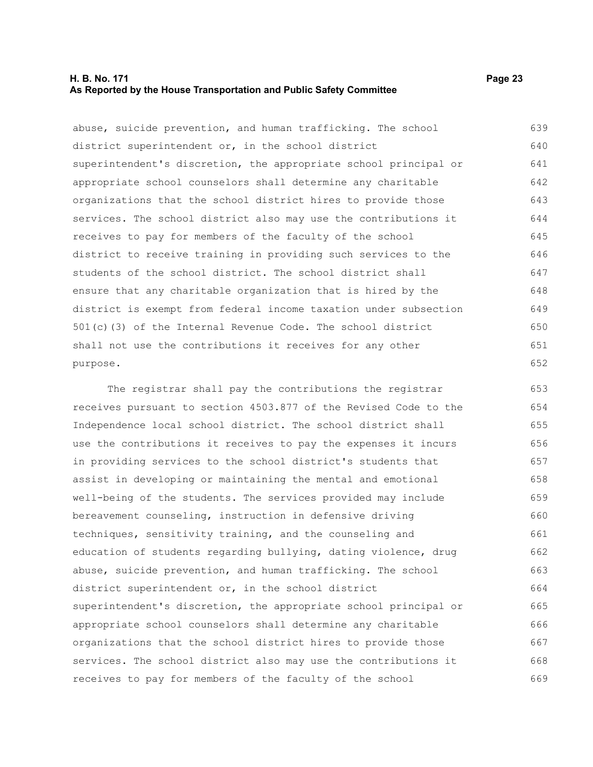abuse, suicide prevention, and human trafficking. The school district superintendent or, in the school district superintendent's discretion, the appropriate school principal or appropriate school counselors shall determine any charitable organizations that the school district hires to provide those services. The school district also may use the contributions it receives to pay for members of the faculty of the school district to receive training in providing such services to the students of the school district. The school district shall ensure that any charitable organization that is hired by the district is exempt from federal income taxation under subsection 501(c)(3) of the Internal Revenue Code. The school district shall not use the contributions it receives for any other purpose.

The registrar shall pay the contributions the registrar receives pursuant to section 4503.877 of the Revised Code to the Independence local school district. The school district shall use the contributions it receives to pay the expenses it incurs in providing services to the school district's students that assist in developing or maintaining the mental and emotional well-being of the students. The services provided may include bereavement counseling, instruction in defensive driving techniques, sensitivity training, and the counseling and education of students regarding bullying, dating violence, drug abuse, suicide prevention, and human trafficking. The school district superintendent or, in the school district superintendent's discretion, the appropriate school principal or appropriate school counselors shall determine any charitable organizations that the school district hires to provide those services. The school district also may use the contributions it receives to pay for members of the faculty of the school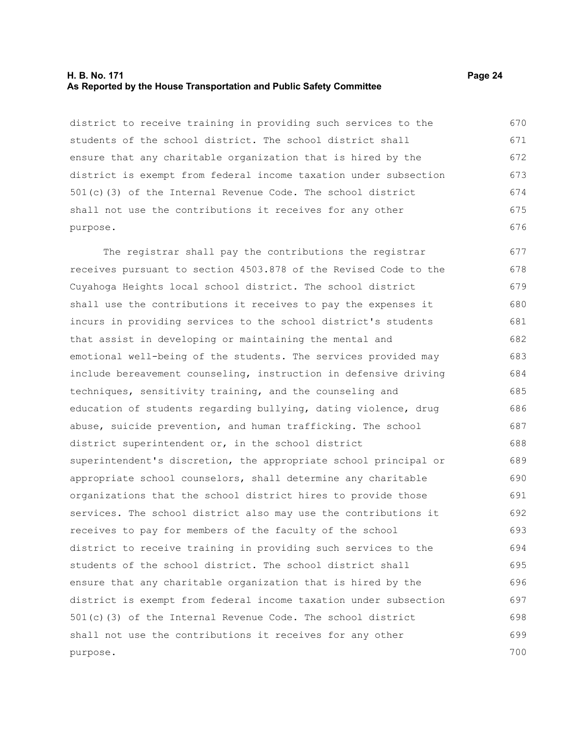district to receive training in providing such services to the students of the school district. The school district shall ensure that any charitable organization that is hired by the district is exempt from federal income taxation under subsection 501(c)(3) of the Internal Revenue Code. The school district shall not use the contributions it receives for any other purpose.

The registrar shall pay the contributions the registrar receives pursuant to section 4503.878 of the Revised Code to the Cuyahoga Heights local school district. The school district shall use the contributions it receives to pay the expenses it incurs in providing services to the school district's students that assist in developing or maintaining the mental and emotional well-being of the students. The services provided may include bereavement counseling, instruction in defensive driving techniques, sensitivity training, and the counseling and education of students regarding bullying, dating violence, drug abuse, suicide prevention, and human trafficking. The school district superintendent or, in the school district superintendent's discretion, the appropriate school principal or appropriate school counselors, shall determine any charitable organizations that the school district hires to provide those services. The school district also may use the contributions it receives to pay for members of the faculty of the school district to receive training in providing such services to the students of the school district. The school district shall ensure that any charitable organization that is hired by the district is exempt from federal income taxation under subsection 501(c)(3) of the Internal Revenue Code. The school district shall not use the contributions it receives for any other purpose.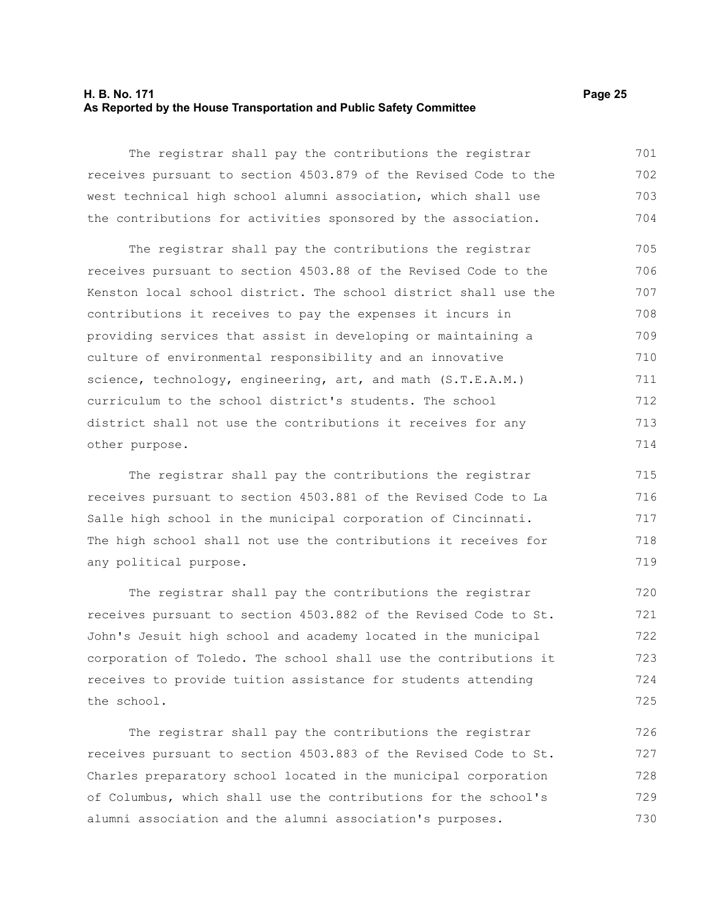The registrar shall pay the contributions the registrar receives pursuant to section 4503.879 of the Revised Code to the west technical high school alumni association, which shall use the contributions for activities sponsored by the association.

The registrar shall pay the contributions the registrar receives pursuant to section 4503.88 of the Revised Code to the Kenston local school district. The school district shall use the contributions it receives to pay the expenses it incurs in providing services that assist in developing or maintaining a culture of environmental responsibility and an innovative science, technology, engineering, art, and math (S.T.E.A.M.) curriculum to the school district's students. The school district shall not use the contributions it receives for any other purpose.

The registrar shall pay the contributions the registrar receives pursuant to section 4503.881 of the Revised Code to La Salle high school in the municipal corporation of Cincinnati. The high school shall not use the contributions it receives for any political purpose.

The registrar shall pay the contributions the registrar receives pursuant to section 4503.882 of the Revised Code to St. John's Jesuit high school and academy located in the municipal corporation of Toledo. The school shall use the contributions it receives to provide tuition assistance for students attending the school.

The registrar shall pay the contributions the registrar receives pursuant to section 4503.883 of the Revised Code to St. Charles preparatory school located in the municipal corporation of Columbus, which shall use the contributions for the school's alumni association and the alumni association's purposes.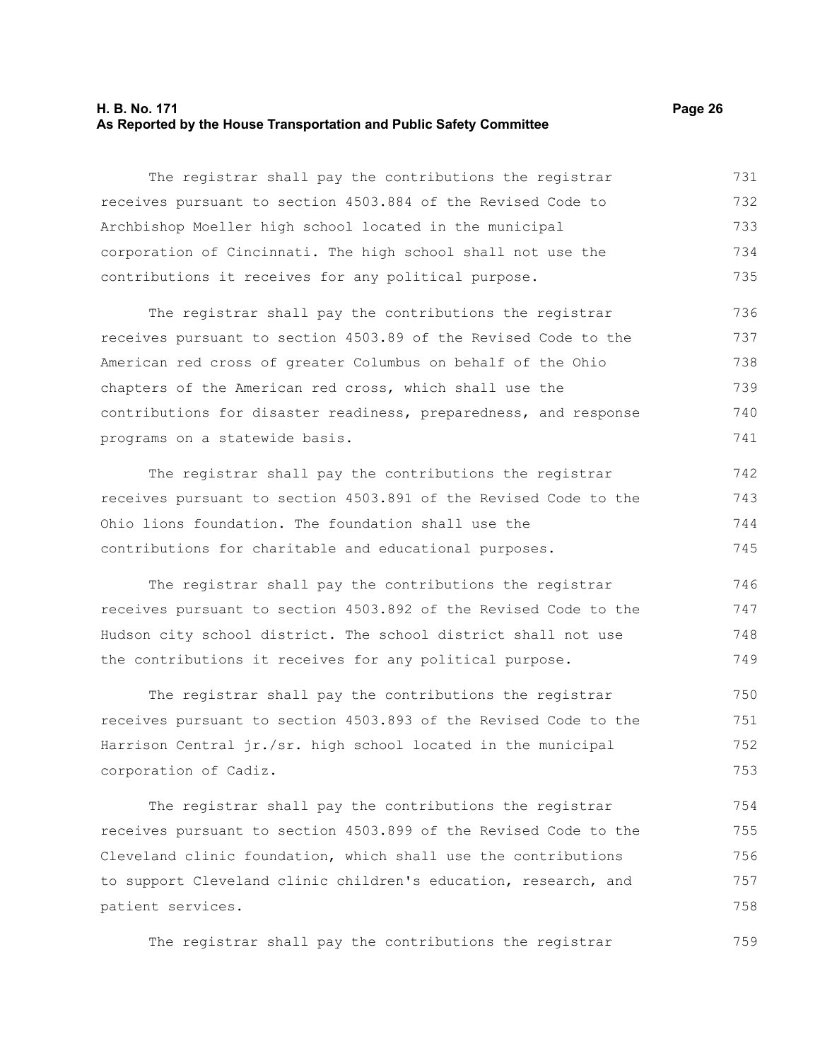The registrar shall pay the contributions the registrar receives pursuant to section 4503.884 of the Revised Code to Archbishop Moeller high school located in the municipal corporation of Cincinnati. The high school shall not use the contributions it receives for any political purpose.

The registrar shall pay the contributions the registrar receives pursuant to section 4503.89 of the Revised Code to the American red cross of greater Columbus on behalf of the Ohio chapters of the American red cross, which shall use the contributions for disaster readiness, preparedness, and response programs on a statewide basis.

The registrar shall pay the contributions the registrar receives pursuant to section 4503.891 of the Revised Code to the Ohio lions foundation. The foundation shall use the contributions for charitable and educational purposes.

The registrar shall pay the contributions the registrar receives pursuant to section 4503.892 of the Revised Code to the Hudson city school district. The school district shall not use the contributions it receives for any political purpose.

The registrar shall pay the contributions the registrar receives pursuant to section 4503.893 of the Revised Code to the Harrison Central jr./sr. high school located in the municipal corporation of Cadiz.

The registrar shall pay the contributions the registrar receives pursuant to section 4503.899 of the Revised Code to the Cleveland clinic foundation, which shall use the contributions to support Cleveland clinic children's education, research, and patient services.

The registrar shall pay the contributions the registrar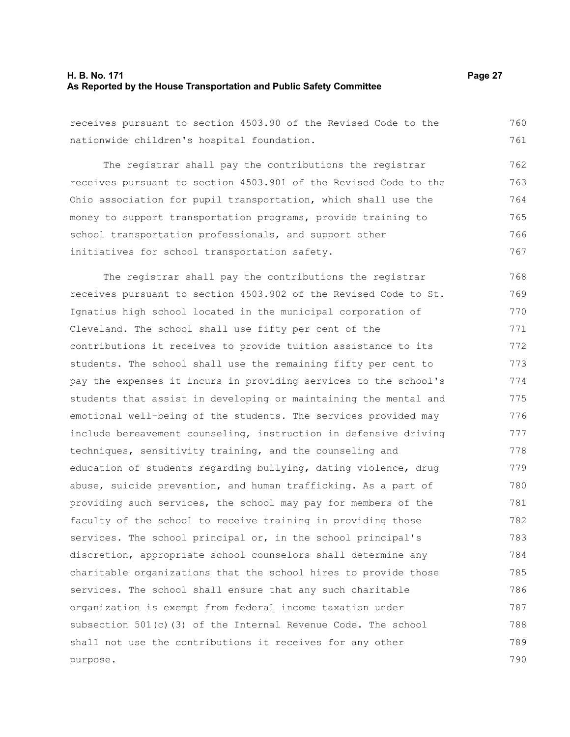receives pursuant to section 4503.90 of the Revised Code to the nationwide children's hospital foundation.

The registrar shall pay the contributions the registrar receives pursuant to section 4503.901 of the Revised Code to the Ohio association for pupil transportation, which shall use the money to support transportation programs, provide training to school transportation professionals, and support other initiatives for school transportation safety.

The registrar shall pay the contributions the registrar receives pursuant to section 4503.902 of the Revised Code to St. Ignatius high school located in the municipal corporation of Cleveland. The school shall use fifty per cent of the contributions it receives to provide tuition assistance to its students. The school shall use the remaining fifty per cent to pay the expenses it incurs in providing services to the school's students that assist in developing or maintaining the mental and emotional well-being of the students. The services provided may include bereavement counseling, instruction in defensive driving techniques, sensitivity training, and the counseling and education of students regarding bullying, dating violence, drug abuse, suicide prevention, and human trafficking. As a part of providing such services, the school may pay for members of the faculty of the school to receive training in providing those services. The school principal or, in the school principal's discretion, appropriate school counselors shall determine any charitable organizations that the school hires to provide those services. The school shall ensure that any such charitable organization is exempt from federal income taxation under subsection 501(c)(3) of the Internal Revenue Code. The school shall not use the contributions it receives for any other purpose.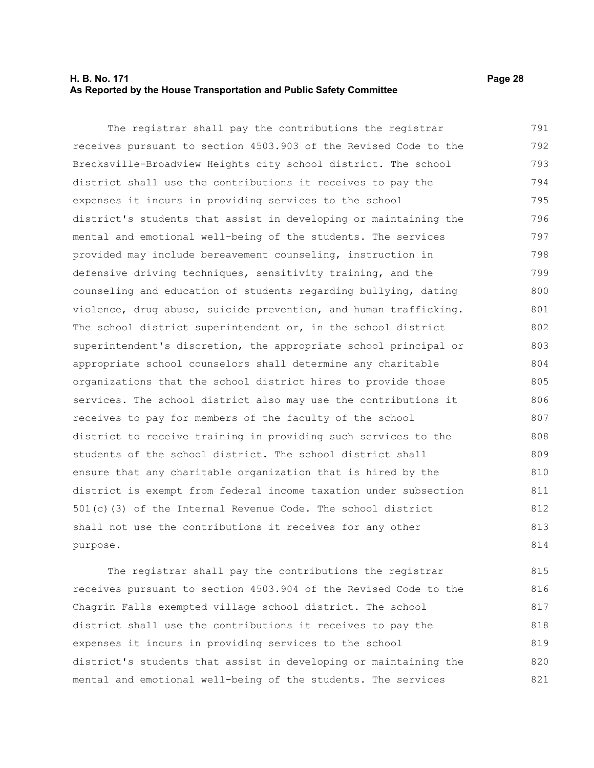The registrar shall pay the contributions the registrar receives pursuant to section 4503.903 of the Revised Code to the Brecksville-Broadview Heights city school district. The school district shall use the contributions it receives to pay the expenses it incurs in providing services to the school district's students that assist in developing or maintaining the mental and emotional well-being of the students. The services provided may include bereavement counseling, instruction in defensive driving techniques, sensitivity training, and the counseling and education of students regarding bullying, dating violence, drug abuse, suicide prevention, and human trafficking. The school district superintendent or, in the school district superintendent's discretion, the appropriate school principal or appropriate school counselors shall determine any charitable organizations that the school district hires to provide those services. The school district also may use the contributions it receives to pay for members of the faculty of the school district to receive training in providing such services to the students of the school district. The school district shall ensure that any charitable organization that is hired by the district is exempt from federal income taxation under subsection 501(c)(3) of the Internal Revenue Code. The school district shall not use the contributions it receives for any other purpose.

The registrar shall pay the contributions the registrar receives pursuant to section 4503.904 of the Revised Code to the Chagrin Falls exempted village school district. The school district shall use the contributions it receives to pay the expenses it incurs in providing services to the school district's students that assist in developing or maintaining the mental and emotional well-being of the students. The services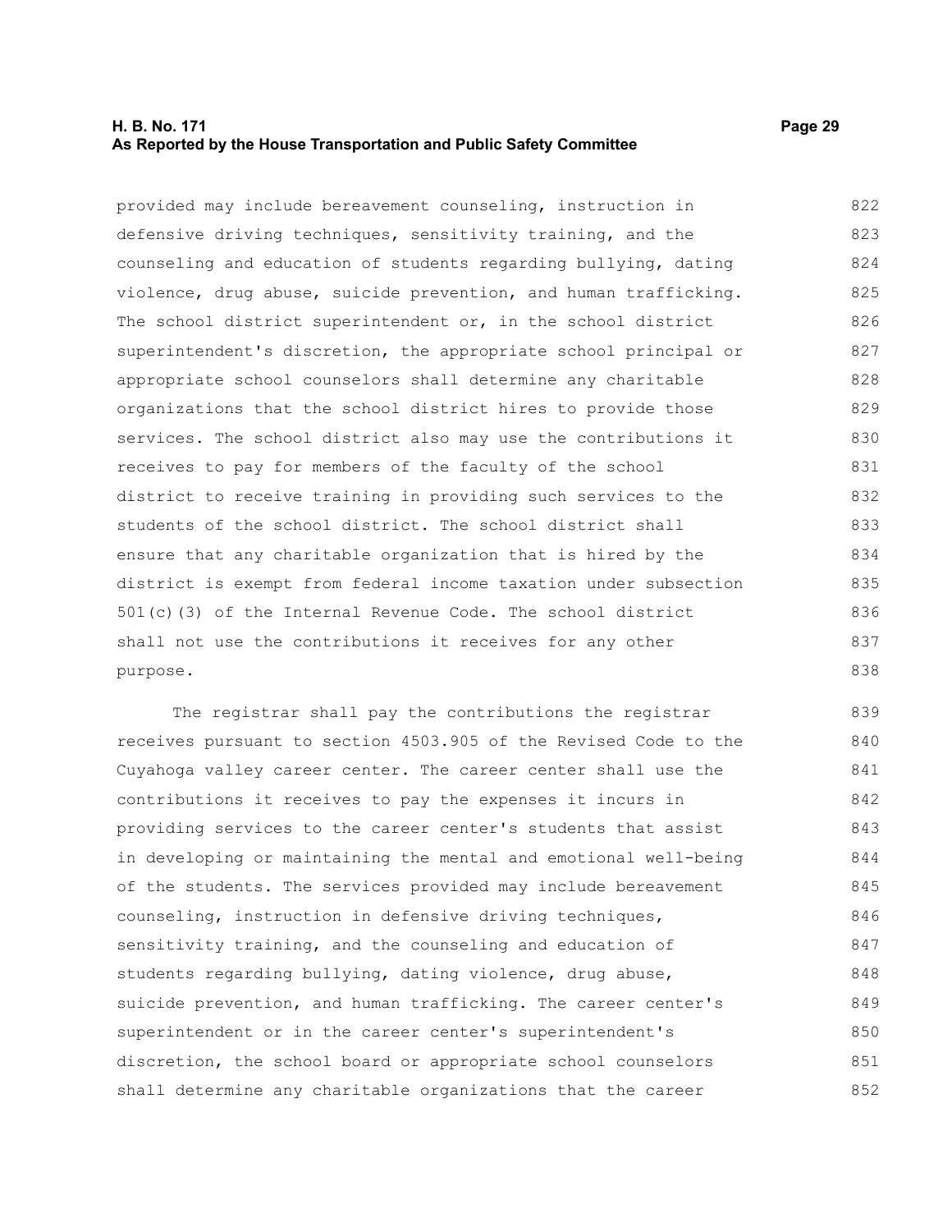provided may include bereavement counseling, instruction in defensive driving techniques, sensitivity training, and the counseling and education of students regarding bullying, dating violence, drug abuse, suicide prevention, and human trafficking. The school district superintendent or, in the school district superintendent's discretion, the appropriate school principal or appropriate school counselors shall determine any charitable organizations that the school district hires to provide those services. The school district also may use the contributions it receives to pay for members of the faculty of the school district to receive training in providing such services to the students of the school district. The school district shall ensure that any charitable organization that is hired by the district is exempt from federal income taxation under subsection 501(c)(3) of the Internal Revenue Code. The school district shall not use the contributions it receives for any other purpose.

The registrar shall pay the contributions the registrar receives pursuant to section 4503.905 of the Revised Code to the Cuyahoga valley career center. The career center shall use the contributions it receives to pay the expenses it incurs in providing services to the career center's students that assist in developing or maintaining the mental and emotional well-being of the students. The services provided may include bereavement counseling, instruction in defensive driving techniques, sensitivity training, and the counseling and education of students regarding bullying, dating violence, drug abuse, suicide prevention, and human trafficking. The career center's superintendent or in the career center's superintendent's discretion, the school board or appropriate school counselors shall determine any charitable organizations that the career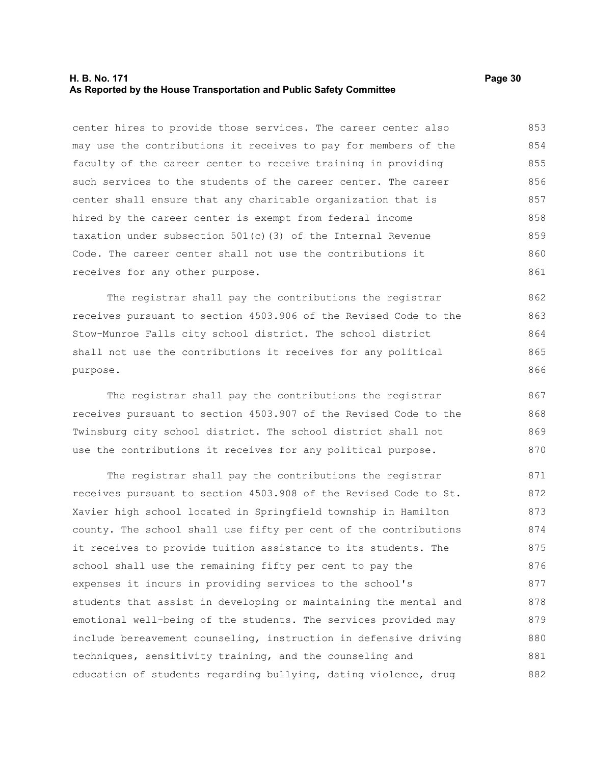center hires to provide those services. The career center also may use the contributions it receives to pay for members of the faculty of the career center to receive training in providing such services to the students of the career center. The career center shall ensure that any charitable organization that is hired by the career center is exempt from federal income taxation under subsection 501(c)(3) of the Internal Revenue Code. The career center shall not use the contributions it receives for any other purpose.

The registrar shall pay the contributions the registrar receives pursuant to section 4503.906 of the Revised Code to the Stow-Munroe Falls city school district. The school district shall not use the contributions it receives for any political purpose.

The registrar shall pay the contributions the registrar receives pursuant to section 4503.907 of the Revised Code to the Twinsburg city school district. The school district shall not use the contributions it receives for any political purpose.

The registrar shall pay the contributions the registrar receives pursuant to section 4503.908 of the Revised Code to St. Xavier high school located in Springfield township in Hamilton county. The school shall use fifty per cent of the contributions it receives to provide tuition assistance to its students. The school shall use the remaining fifty per cent to pay the expenses it incurs in providing services to the school's students that assist in developing or maintaining the mental and emotional well-being of the students. The services provided may include bereavement counseling, instruction in defensive driving techniques, sensitivity training, and the counseling and education of students regarding bullying, dating violence, drug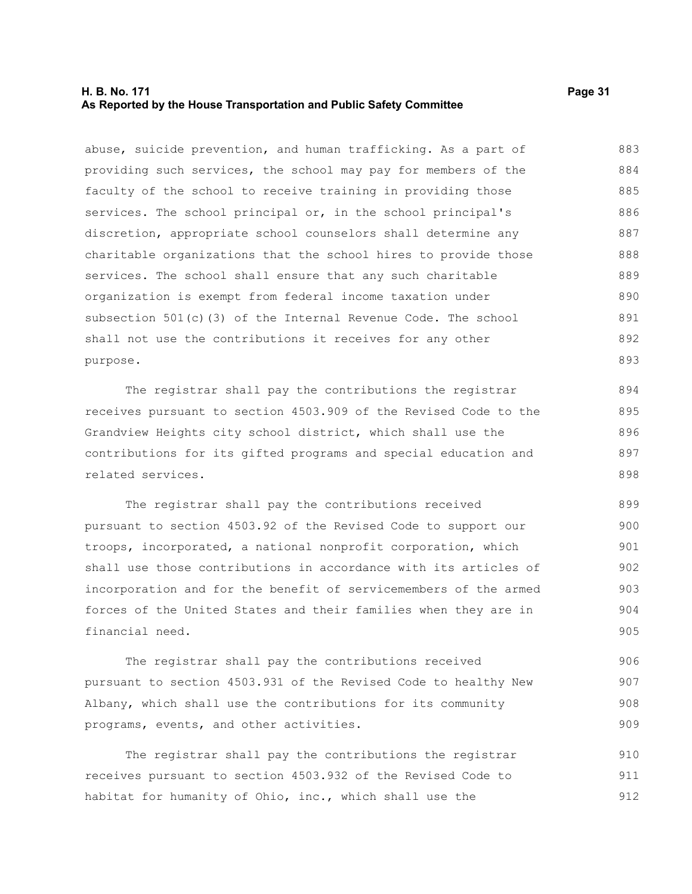abuse, suicide prevention, and human trafficking. As a part of providing such services, the school may pay for members of the faculty of the school to receive training in providing those services. The school principal or, in the school principal's discretion, appropriate school counselors shall determine any charitable organizations that the school hires to provide those services. The school shall ensure that any such charitable organization is exempt from federal income taxation under subsection 501(c)(3) of the Internal Revenue Code. The school shall not use the contributions it receives for any other purpose.

The registrar shall pay the contributions the registrar receives pursuant to section 4503.909 of the Revised Code to the Grandview Heights city school district, which shall use the contributions for its gifted programs and special education and related services.

The registrar shall pay the contributions received pursuant to section 4503.92 of the Revised Code to support our troops, incorporated, a national nonprofit corporation, which shall use those contributions in accordance with its articles of incorporation and for the benefit of servicemembers of the armed forces of the United States and their families when they are in financial need.

The registrar shall pay the contributions received pursuant to section 4503.931 of the Revised Code to healthy New Albany, which shall use the contributions for its community programs, events, and other activities.

The registrar shall pay the contributions the registrar receives pursuant to section 4503.932 of the Revised Code to habitat for humanity of Ohio, inc., which shall use the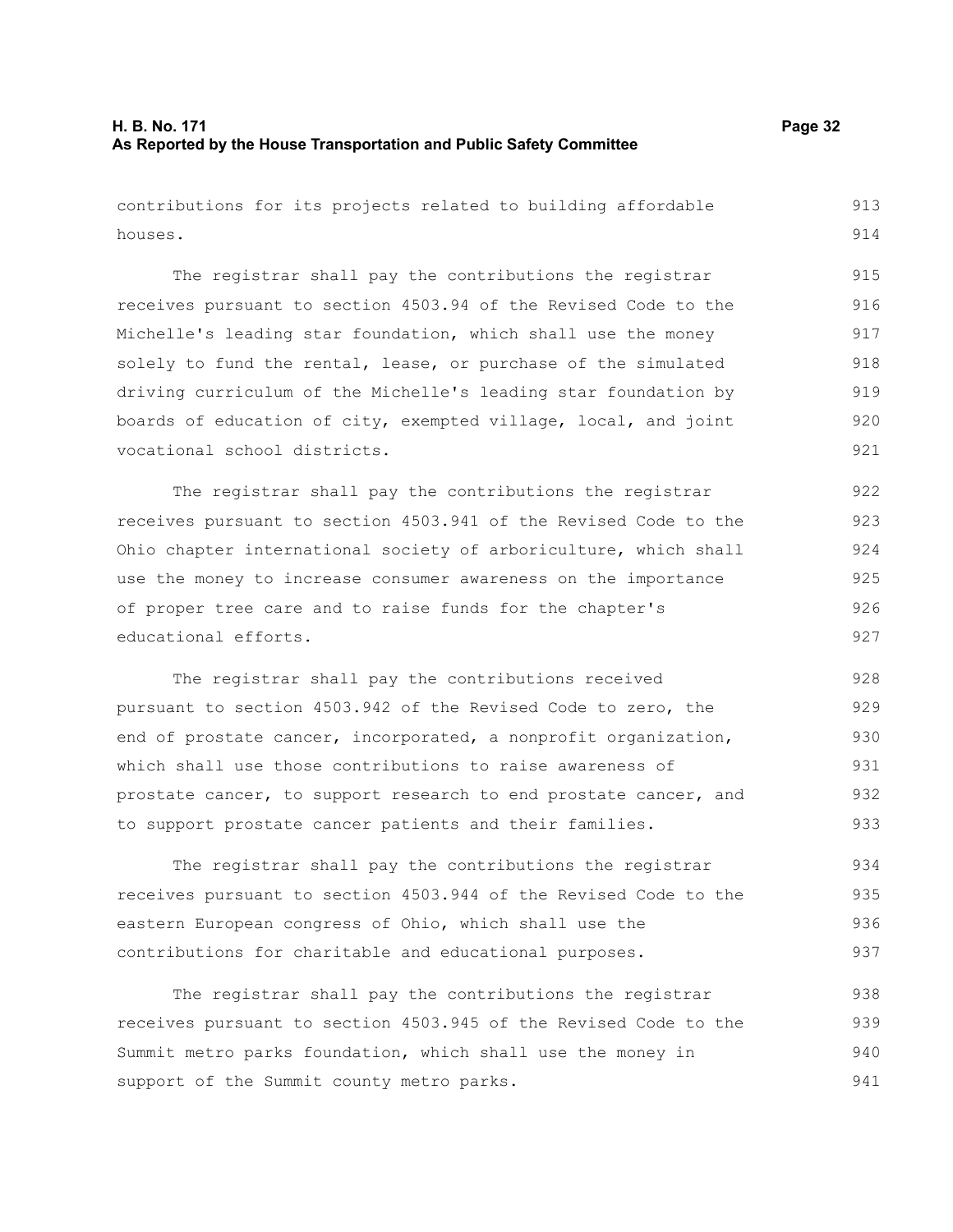contributions for its projects related to building affordable houses.

The registrar shall pay the contributions the registrar receives pursuant to section 4503.94 of the Revised Code to the Michelle's leading star foundation, which shall use the money solely to fund the rental, lease, or purchase of the simulated driving curriculum of the Michelle's leading star foundation by boards of education of city, exempted village, local, and joint vocational school districts.

The registrar shall pay the contributions the registrar receives pursuant to section 4503.941 of the Revised Code to the Ohio chapter international society of arboriculture, which shall use the money to increase consumer awareness on the importance of proper tree care and to raise funds for the chapter's educational efforts.

The registrar shall pay the contributions received pursuant to section 4503.942 of the Revised Code to zero, the end of prostate cancer, incorporated, a nonprofit organization, which shall use those contributions to raise awareness of prostate cancer, to support research to end prostate cancer, and to support prostate cancer patients and their families.

The registrar shall pay the contributions the registrar receives pursuant to section 4503.944 of the Revised Code to the eastern European congress of Ohio, which shall use the contributions for charitable and educational purposes.

The registrar shall pay the contributions the registrar receives pursuant to section 4503.945 of the Revised Code to the Summit metro parks foundation, which shall use the money in support of the Summit county metro parks.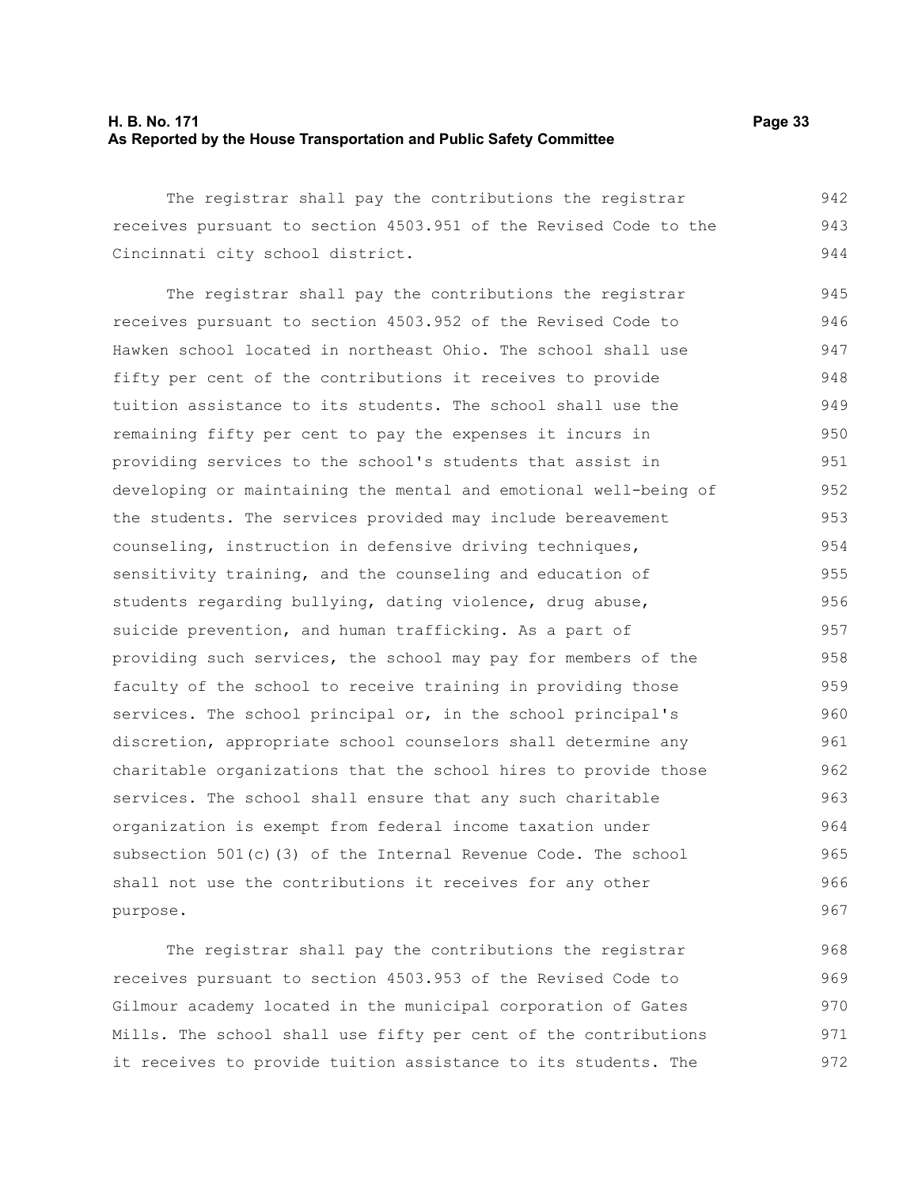The registrar shall pay the contributions the registrar receives pursuant to section 4503.951 of the Revised Code to the Cincinnati city school district.

The registrar shall pay the contributions the registrar receives pursuant to section 4503.952 of the Revised Code to Hawken school located in northeast Ohio. The school shall use fifty per cent of the contributions it receives to provide tuition assistance to its students. The school shall use the remaining fifty per cent to pay the expenses it incurs in providing services to the school's students that assist in developing or maintaining the mental and emotional well-being of the students. The services provided may include bereavement counseling, instruction in defensive driving techniques, sensitivity training, and the counseling and education of students regarding bullying, dating violence, drug abuse, suicide prevention, and human trafficking. As a part of providing such services, the school may pay for members of the faculty of the school to receive training in providing those services. The school principal or, in the school principal's discretion, appropriate school counselors shall determine any charitable organizations that the school hires to provide those services. The school shall ensure that any such charitable organization is exempt from federal income taxation under subsection 501(c)(3) of the Internal Revenue Code. The school shall not use the contributions it receives for any other purpose.

The registrar shall pay the contributions the registrar receives pursuant to section 4503.953 of the Revised Code to Gilmour academy located in the municipal corporation of Gates Mills. The school shall use fifty per cent of the contributions it receives to provide tuition assistance to its students. The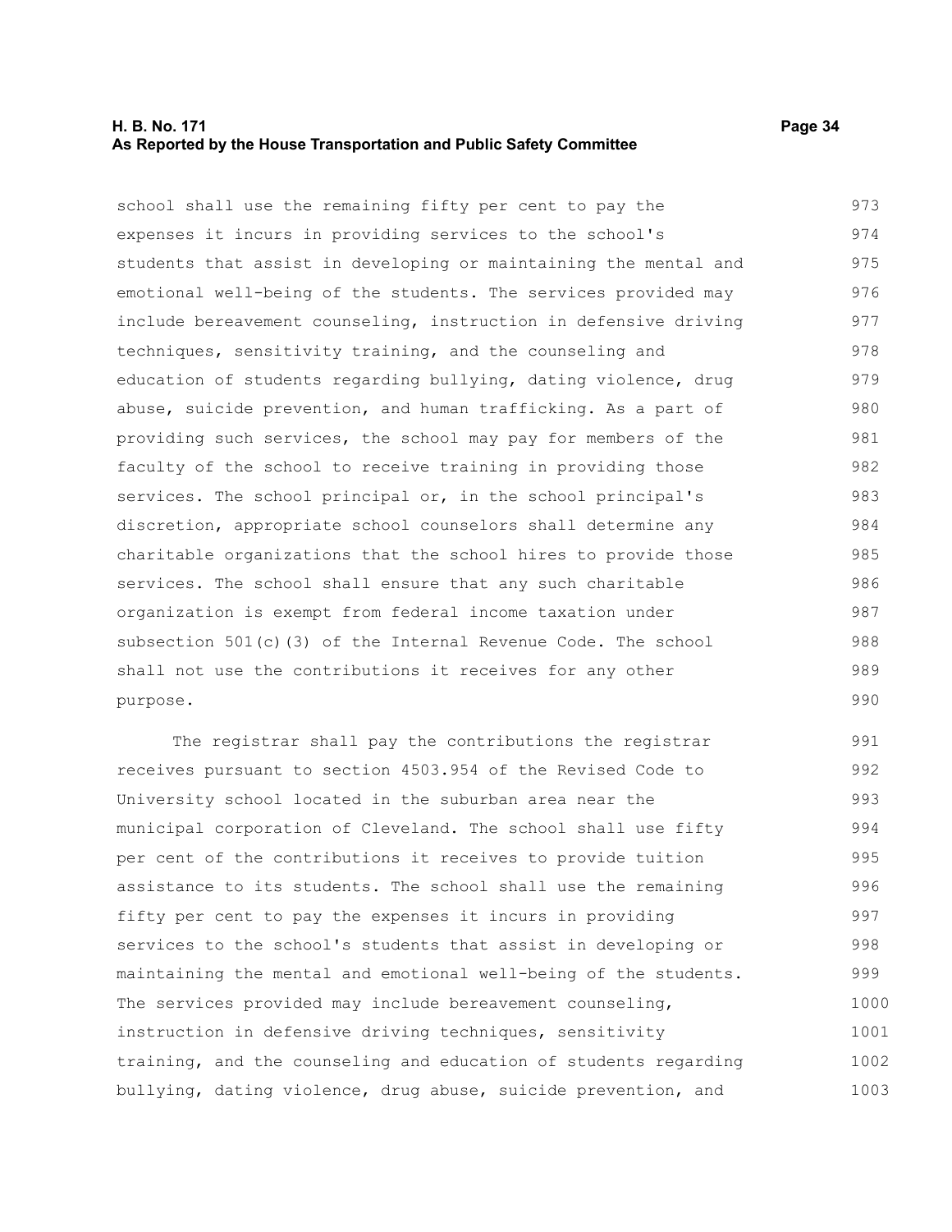school shall use the remaining fifty per cent to pay the expenses it incurs in providing services to the school's students that assist in developing or maintaining the mental and emotional well-being of the students. The services provided may include bereavement counseling, instruction in defensive driving techniques, sensitivity training, and the counseling and education of students regarding bullying, dating violence, drug abuse, suicide prevention, and human trafficking. As a part of providing such services, the school may pay for members of the faculty of the school to receive training in providing those services. The school principal or, in the school principal's discretion, appropriate school counselors shall determine any charitable organizations that the school hires to provide those services. The school shall ensure that any such charitable organization is exempt from federal income taxation under subsection 501(c)(3) of the Internal Revenue Code. The school shall not use the contributions it receives for any other purpose.

The registrar shall pay the contributions the registrar receives pursuant to section 4503.954 of the Revised Code to University school located in the suburban area near the municipal corporation of Cleveland. The school shall use fifty per cent of the contributions it receives to provide tuition assistance to its students. The school shall use the remaining fifty per cent to pay the expenses it incurs in providing services to the school's students that assist in developing or maintaining the mental and emotional well-being of the students. The services provided may include bereavement counseling, instruction in defensive driving techniques, sensitivity training, and the counseling and education of students regarding bullying, dating violence, drug abuse, suicide prevention, and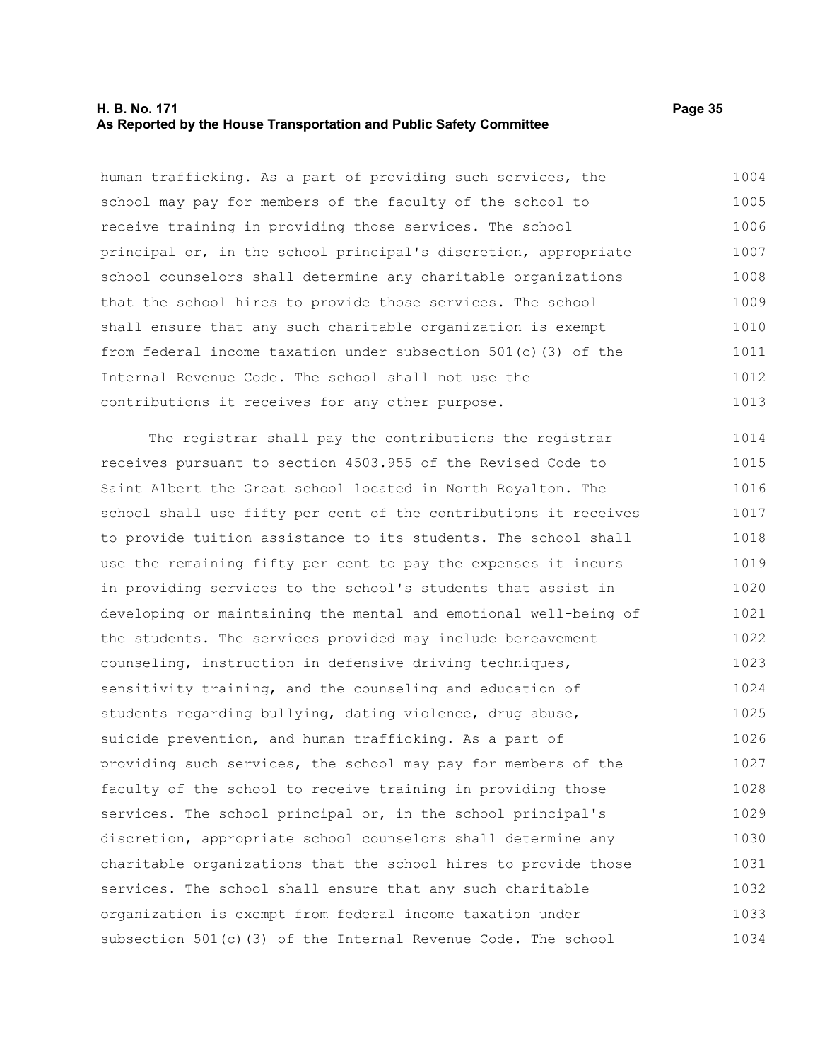human trafficking. As a part of providing such services, the school may pay for members of the faculty of the school to receive training in providing those services. The school principal or, in the school principal's discretion, appropriate school counselors shall determine any charitable organizations that the school hires to provide those services. The school shall ensure that any such charitable organization is exempt from federal income taxation under subsection 501(c)(3) of the Internal Revenue Code. The school shall not use the contributions it receives for any other purpose.

The registrar shall pay the contributions the registrar receives pursuant to section 4503.955 of the Revised Code to Saint Albert the Great school located in North Royalton. The school shall use fifty per cent of the contributions it receives to provide tuition assistance to its students. The school shall use the remaining fifty per cent to pay the expenses it incurs in providing services to the school's students that assist in developing or maintaining the mental and emotional well-being of the students. The services provided may include bereavement counseling, instruction in defensive driving techniques, sensitivity training, and the counseling and education of students regarding bullying, dating violence, drug abuse, suicide prevention, and human trafficking. As a part of providing such services, the school may pay for members of the faculty of the school to receive training in providing those services. The school principal or, in the school principal's discretion, appropriate school counselors shall determine any charitable organizations that the school hires to provide those services. The school shall ensure that any such charitable organization is exempt from federal income taxation under subsection 501(c)(3) of the Internal Revenue Code. The school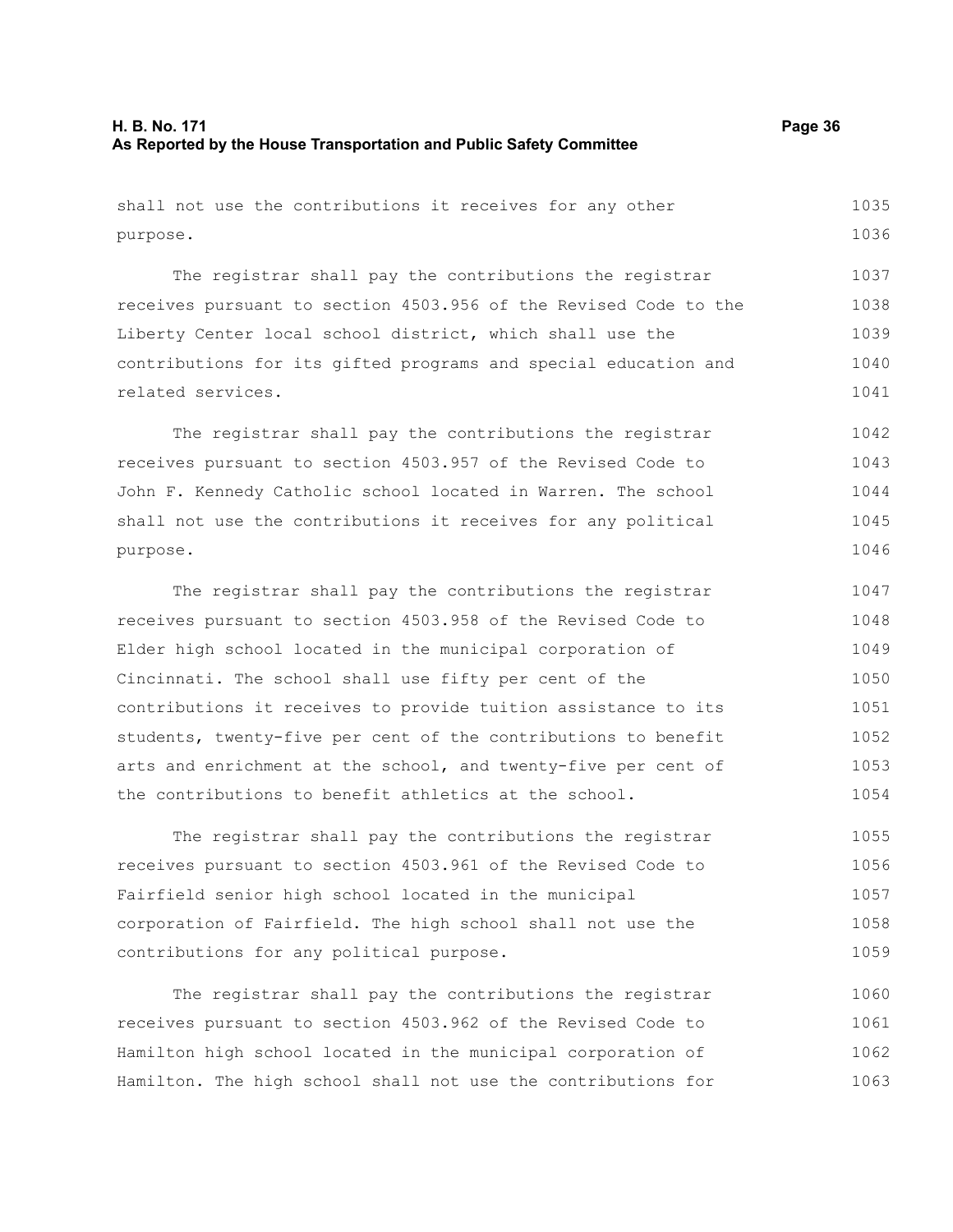shall not use the contributions it receives for any other purpose.

The registrar shall pay the contributions the registrar receives pursuant to section 4503.956 of the Revised Code to the Liberty Center local school district, which shall use the contributions for its gifted programs and special education and related services.

The registrar shall pay the contributions the registrar receives pursuant to section 4503.957 of the Revised Code to John F. Kennedy Catholic school located in Warren. The school shall not use the contributions it receives for any political purpose.

The registrar shall pay the contributions the registrar receives pursuant to section 4503.958 of the Revised Code to Elder high school located in the municipal corporation of Cincinnati. The school shall use fifty per cent of the contributions it receives to provide tuition assistance to its students, twenty-five per cent of the contributions to benefit arts and enrichment at the school, and twenty-five per cent of the contributions to benefit athletics at the school.

The registrar shall pay the contributions the registrar receives pursuant to section 4503.961 of the Revised Code to Fairfield senior high school located in the municipal corporation of Fairfield. The high school shall not use the contributions for any political purpose.

The registrar shall pay the contributions the registrar receives pursuant to section 4503.962 of the Revised Code to Hamilton high school located in the municipal corporation of Hamilton. The high school shall not use the contributions for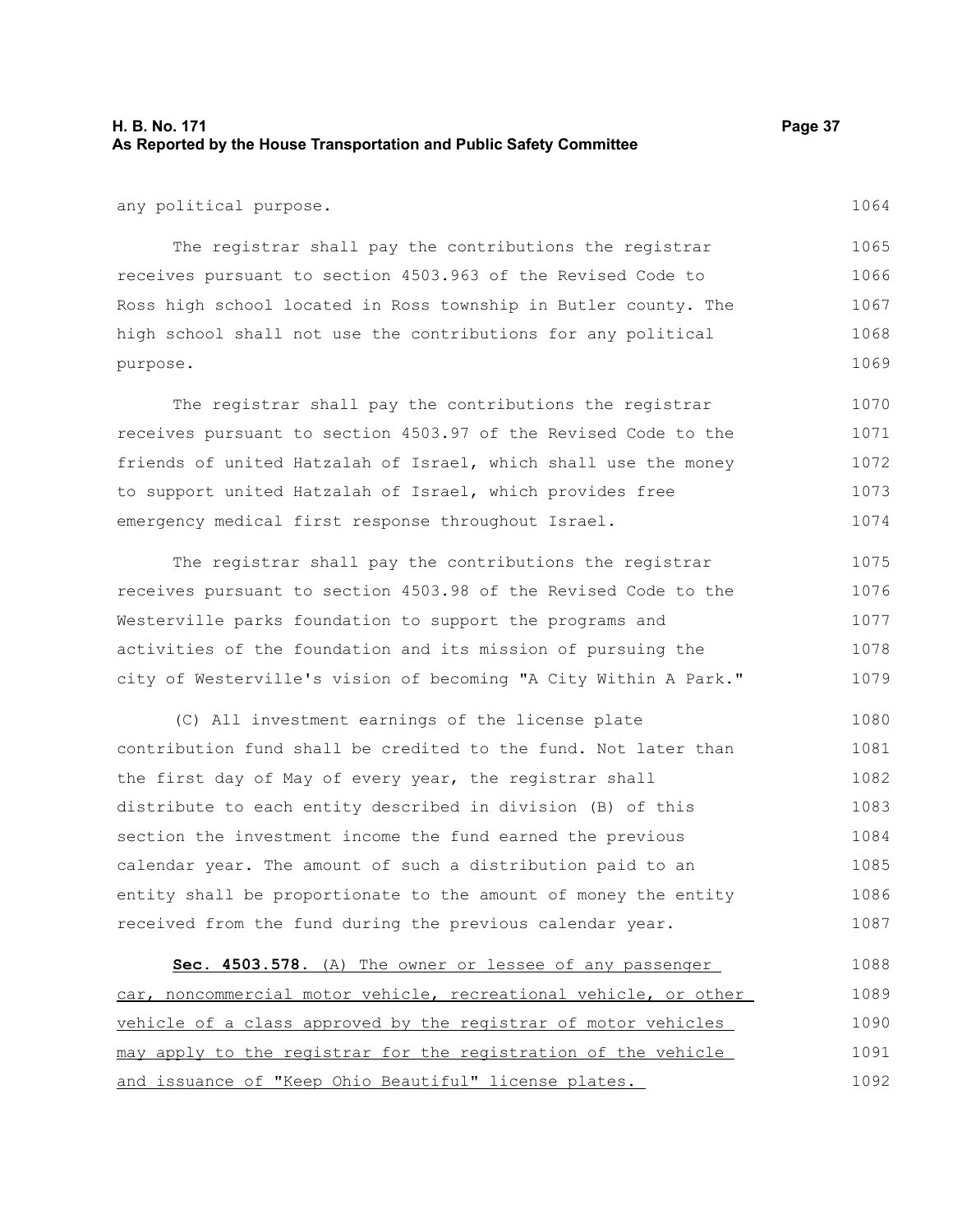any political purpose.

The registrar shall pay the contributions the registrar receives pursuant to section 4503.963 of the Revised Code to Ross high school located in Ross township in Butler county. The high school shall not use the contributions for any political purpose.

The registrar shall pay the contributions the registrar receives pursuant to section 4503.97 of the Revised Code to the friends of united Hatzalah of Israel, which shall use the money to support united Hatzalah of Israel, which provides free emergency medical first response throughout Israel.

The registrar shall pay the contributions the registrar receives pursuant to section 4503.98 of the Revised Code to the Westerville parks foundation to support the programs and activities of the foundation and its mission of pursuing the city of Westerville's vision of becoming "A City Within A Park."

(C) All investment earnings of the license plate contribution fund shall be credited to the fund. Not later than the first day of May of every year, the registrar shall distribute to each entity described in division (B) of this section the investment income the fund earned the previous calendar year. The amount of such a distribution paid to an entity shall be proportionate to the amount of money the entity received from the fund during the previous calendar year.

**Sec. 4503.578.** <u>(A) The owner or lessee of any passenger car, noncommercial motor vehicle, recreational vehicle, or other vehicle of a class approved by the registrar of motor vehicles may apply to the registrar for the registration of the vehicle and issuance of "Keep Ohio Beautiful" license plates.</u>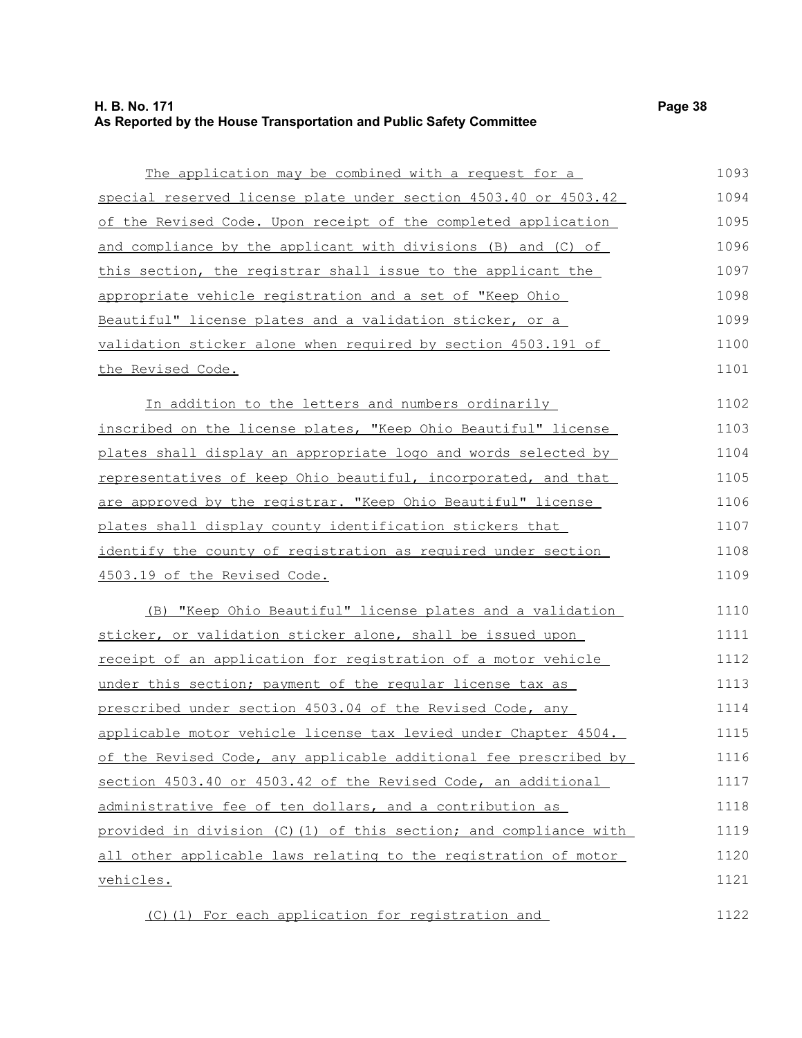The application may be combined with a request for a special reserved license plate under section 4503.40 or 4503.42 of the Revised Code. Upon receipt of the completed application and compliance by the applicant with divisions (B) and (C) of this section, the registrar shall issue to the applicant the appropriate vehicle registration and a set of "Keep Ohio Beautiful" license plates and a validation sticker, or a validation sticker alone when required by section 4503.191 of the Revised Code.

In addition to the letters and numbers ordinarily inscribed on the license plates, "Keep Ohio Beautiful" license plates shall display an appropriate logo and words selected by representatives of keep Ohio beautiful, incorporated, and that are approved by the registrar. "Keep Ohio Beautiful" license plates shall display county identification stickers that identify the county of registration as required under section 4503.19 of the Revised Code.

(B) "Keep Ohio Beautiful" license plates and a validation sticker, or validation sticker alone, shall be issued upon receipt of an application for registration of a motor vehicle under this section; payment of the regular license tax as prescribed under section 4503.04 of the Revised Code, any applicable motor vehicle license tax levied under Chapter 4504. of the Revised Code, any applicable additional fee prescribed by section 4503.40 or 4503.42 of the Revised Code, an additional administrative fee of ten dollars, and a contribution as provided in division (C)(1) of this section; and compliance with all other applicable laws relating to the registration of motor vehicles.

(C)(1) For each application for registration and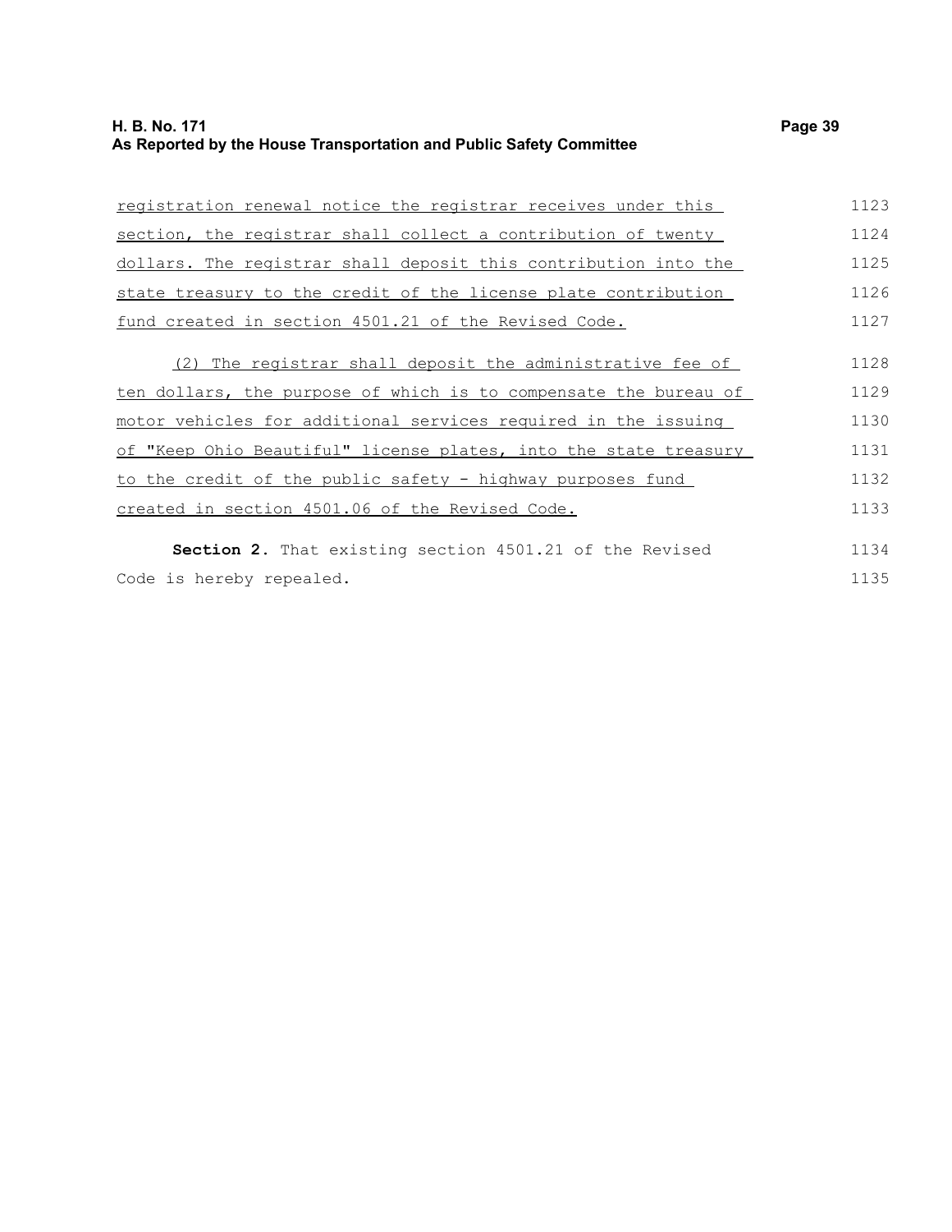registration renewal notice the registrar receives under this section, the registrar shall collect a contribution of twenty dollars. The registrar shall deposit this contribution into the state treasury to the credit of the license plate contribution fund created in section 4501.21 of the Revised Code.

(2) The registrar shall deposit the administrative fee of ten dollars, the purpose of which is to compensate the bureau of motor vehicles for additional services required in the issuing of "Keep Ohio Beautiful" license plates, into the state treasury to the credit of the public safety - highway purposes fund created in section 4501.06 of the Revised Code.

**Section 2.** That existing section 4501.21 of the Revised Code is hereby repealed.